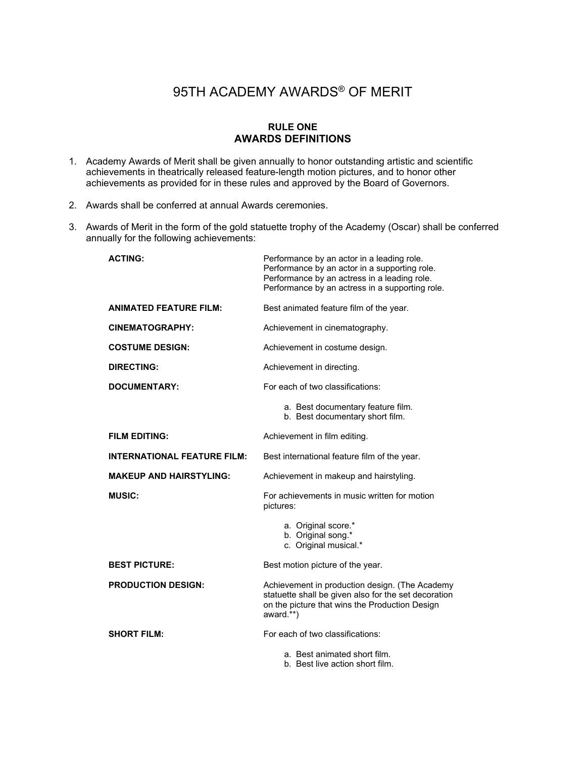# 95TH ACADEMY AWARDS® OF MERIT

## RULE ONE
## AWARDS DEFINITIONS

1. Academy Awards of Merit shall be given annually to honor outstanding artistic and scientific achievements in theatrically released feature-length motion pictures, and to honor other achievements as provided for in these rules and approved by the Board of Governors.

2. Awards shall be conferred at annual Awards ceremonies.

3. Awards of Merit in the form of the gold statuette trophy of the Academy (Oscar) shall be conferred annually for the following achievements:

| | |
|---|---|
| **ACTING:** | Performance by an actor in a leading role.<br>Performance by an actor in a supporting role.<br>Performance by an actress in a leading role.<br>Performance by an actress in a supporting role. |
| **ANIMATED FEATURE FILM:** | Best animated feature film of the year. |
| **CINEMATOGRAPHY:** | Achievement in cinematography. |
| **COSTUME DESIGN:** | Achievement in costume design. |
| **DIRECTING:** | Achievement in directing. |
| **DOCUMENTARY:** | For each of two classifications:<br>a. Best documentary feature film.<br>b. Best documentary short film. |
| **FILM EDITING:** | Achievement in film editing. |
| **INTERNATIONAL FEATURE FILM:** | Best international feature film of the year. |
| **MAKEUP AND HAIRSTYLING:** | Achievement in makeup and hairstyling. |
| **MUSIC:** | For achievements in music written for motion pictures:<br>a. Original score.*<br>b. Original song.*<br>c. Original musical.* |
| **BEST PICTURE:** | Best motion picture of the year. |
| **PRODUCTION DESIGN:** | Achievement in production design. (The Academy statuette shall be given also for the set decoration on the picture that wins the Production Design award.**) |
| **SHORT FILM:** | For each of two classifications:<br>a. Best animated short film.<br>b. Best live action short film. |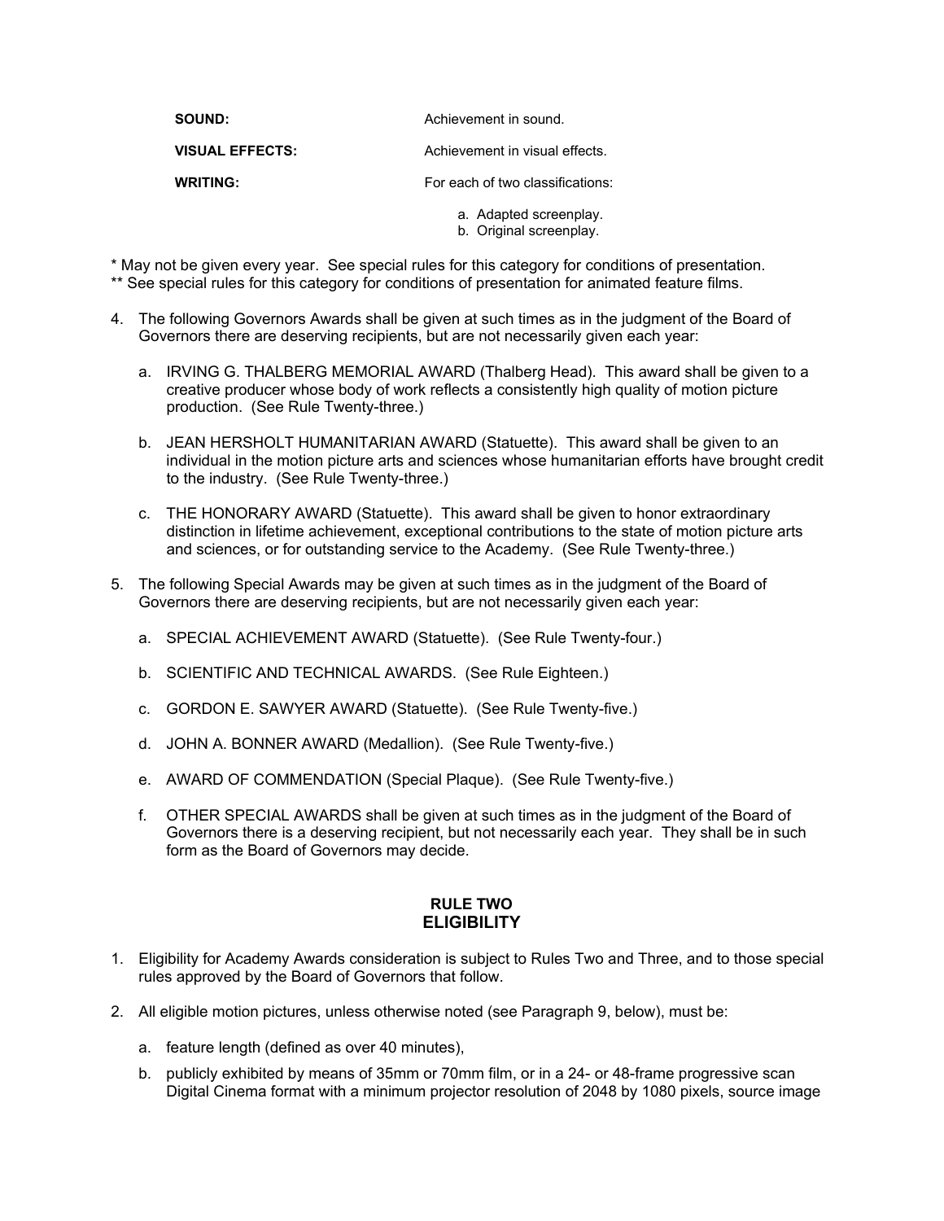| | |
|---|---|
| **SOUND:** | Achievement in sound. |
| **VISUAL EFFECTS:** | Achievement in visual effects. |
| **WRITING:** | For each of two classifications:<br>a. Adapted screenplay.<br>b. Original screenplay. |

\* May not be given every year. See special rules for this category for conditions of presentation.
\*\* See special rules for this category for conditions of presentation for animated feature films.

4. The following Governors Awards shall be given at such times as in the judgment of the Board of Governors there are deserving recipients, but are not necessarily given each year:

   a. IRVING G. THALBERG MEMORIAL AWARD (Thalberg Head). This award shall be given to a creative producer whose body of work reflects a consistently high quality of motion picture production. (See Rule Twenty-three.)

   b. JEAN HERSHOLT HUMANITARIAN AWARD (Statuette). This award shall be given to an individual in the motion picture arts and sciences whose humanitarian efforts have brought credit to the industry. (See Rule Twenty-three.)

   c. THE HONORARY AWARD (Statuette). This award shall be given to honor extraordinary distinction in lifetime achievement, exceptional contributions to the state of motion picture arts and sciences, or for outstanding service to the Academy. (See Rule Twenty-three.)

5. The following Special Awards may be given at such times as in the judgment of the Board of Governors there are deserving recipients, but are not necessarily given each year:

   a. SPECIAL ACHIEVEMENT AWARD (Statuette). (See Rule Twenty-four.)

   b. SCIENTIFIC AND TECHNICAL AWARDS. (See Rule Eighteen.)

   c. GORDON E. SAWYER AWARD (Statuette). (See Rule Twenty-five.)

   d. JOHN A. BONNER AWARD (Medallion). (See Rule Twenty-five.)

   e. AWARD OF COMMENDATION (Special Plaque). (See Rule Twenty-five.)

   f. OTHER SPECIAL AWARDS shall be given at such times as in the judgment of the Board of Governors there is a deserving recipient, but not necessarily each year. They shall be in such form as the Board of Governors may decide.

## RULE TWO
## ELIGIBILITY

1. Eligibility for Academy Awards consideration is subject to Rules Two and Three, and to those special rules approved by the Board of Governors that follow.

2. All eligible motion pictures, unless otherwise noted (see Paragraph 9, below), must be:

   a. feature length (defined as over 40 minutes),

   b. publicly exhibited by means of 35mm or 70mm film, or in a 24- or 48-frame progressive scan Digital Cinema format with a minimum projector resolution of 2048 by 1080 pixels, source image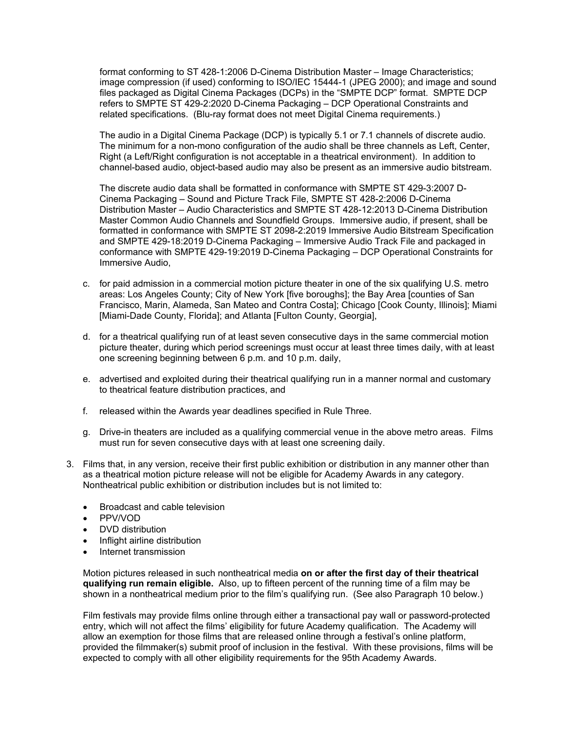format conforming to ST 428-1:2006 D-Cinema Distribution Master – Image Characteristics; image compression (if used) conforming to ISO/IEC 15444-1 (JPEG 2000); and image and sound files packaged as Digital Cinema Packages (DCPs) in the "SMPTE DCP" format. SMPTE DCP refers to SMPTE ST 429-2:2020 D-Cinema Packaging – DCP Operational Constraints and related specifications. (Blu-ray format does not meet Digital Cinema requirements.)

The audio in a Digital Cinema Package (DCP) is typically 5.1 or 7.1 channels of discrete audio. The minimum for a non-mono configuration of the audio shall be three channels as Left, Center, Right (a Left/Right configuration is not acceptable in a theatrical environment). In addition to channel-based audio, object-based audio may also be present as an immersive audio bitstream.

The discrete audio data shall be formatted in conformance with SMPTE ST 429-3:2007 D-Cinema Packaging – Sound and Picture Track File, SMPTE ST 428-2:2006 D-Cinema Distribution Master – Audio Characteristics and SMPTE ST 428-12:2013 D-Cinema Distribution Master Common Audio Channels and Soundfield Groups. Immersive audio, if present, shall be formatted in conformance with SMPTE ST 2098-2:2019 Immersive Audio Bitstream Specification and SMPTE 429-18:2019 D-Cinema Packaging – Immersive Audio Track File and packaged in conformance with SMPTE 429-19:2019 D-Cinema Packaging – DCP Operational Constraints for Immersive Audio,

c. for paid admission in a commercial motion picture theater in one of the six qualifying U.S. metro areas: Los Angeles County; City of New York [five boroughs]; the Bay Area [counties of San Francisco, Marin, Alameda, San Mateo and Contra Costa]; Chicago [Cook County, Illinois]; Miami [Miami-Dade County, Florida]; and Atlanta [Fulton County, Georgia],

d. for a theatrical qualifying run of at least seven consecutive days in the same commercial motion picture theater, during which period screenings must occur at least three times daily, with at least one screening beginning between 6 p.m. and 10 p.m. daily,

e. advertised and exploited during their theatrical qualifying run in a manner normal and customary to theatrical feature distribution practices, and

f. released within the Awards year deadlines specified in Rule Three.

g. Drive-in theaters are included as a qualifying commercial venue in the above metro areas. Films must run for seven consecutive days with at least one screening daily.

3. Films that, in any version, receive their first public exhibition or distribution in any manner other than as a theatrical motion picture release will not be eligible for Academy Awards in any category. Nontheatrical public exhibition or distribution includes but is not limited to:

   - Broadcast and cable television
   - PPV/VOD
   - DVD distribution
   - Inflight airline distribution
   - Internet transmission

   Motion pictures released in such nontheatrical media **on or after the first day of their theatrical qualifying run remain eligible.** Also, up to fifteen percent of the running time of a film may be shown in a nontheatrical medium prior to the film's qualifying run. (See also Paragraph 10 below.)

   Film festivals may provide films online through either a transactional pay wall or password-protected entry, which will not affect the films' eligibility for future Academy qualification. The Academy will allow an exemption for those films that are released online through a festival's online platform, provided the filmmaker(s) submit proof of inclusion in the festival. With these provisions, films will be expected to comply with all other eligibility requirements for the 95th Academy Awards.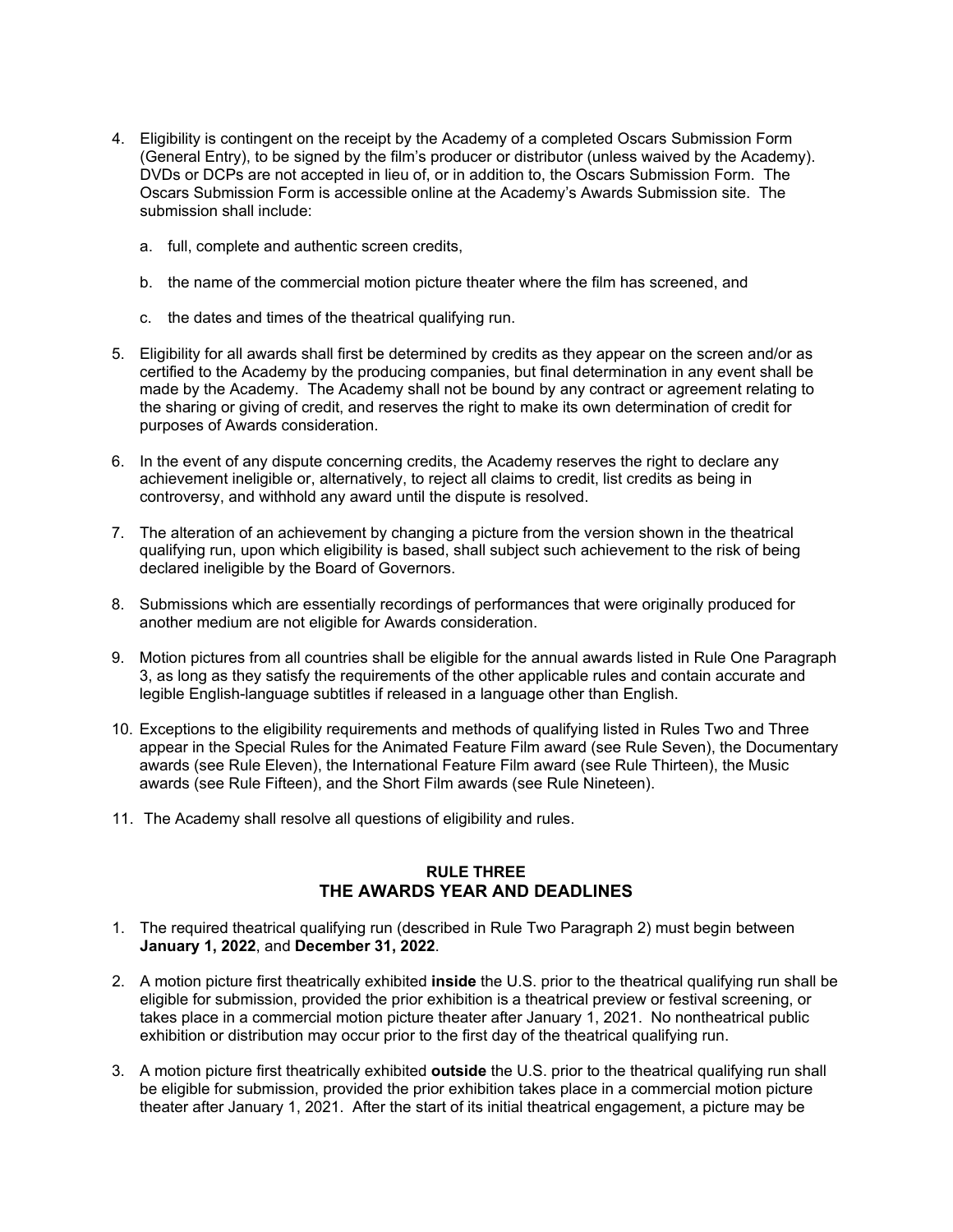4. Eligibility is contingent on the receipt by the Academy of a completed Oscars Submission Form (General Entry), to be signed by the film's producer or distributor (unless waived by the Academy). DVDs or DCPs are not accepted in lieu of, or in addition to, the Oscars Submission Form. The Oscars Submission Form is accessible online at the Academy's Awards Submission site. The submission shall include:

   a. full, complete and authentic screen credits,

   b. the name of the commercial motion picture theater where the film has screened, and

   c. the dates and times of the theatrical qualifying run.

5. Eligibility for all awards shall first be determined by credits as they appear on the screen and/or as certified to the Academy by the producing companies, but final determination in any event shall be made by the Academy. The Academy shall not be bound by any contract or agreement relating to the sharing or giving of credit, and reserves the right to make its own determination of credit for purposes of Awards consideration.

6. In the event of any dispute concerning credits, the Academy reserves the right to declare any achievement ineligible or, alternatively, to reject all claims to credit, list credits as being in controversy, and withhold any award until the dispute is resolved.

7. The alteration of an achievement by changing a picture from the version shown in the theatrical qualifying run, upon which eligibility is based, shall subject such achievement to the risk of being declared ineligible by the Board of Governors.

8. Submissions which are essentially recordings of performances that were originally produced for another medium are not eligible for Awards consideration.

9. Motion pictures from all countries shall be eligible for the annual awards listed in Rule One Paragraph 3, as long as they satisfy the requirements of the other applicable rules and contain accurate and legible English-language subtitles if released in a language other than English.

10. Exceptions to the eligibility requirements and methods of qualifying listed in Rules Two and Three appear in the Special Rules for the Animated Feature Film award (see Rule Seven), the Documentary awards (see Rule Eleven), the International Feature Film award (see Rule Thirteen), the Music awards (see Rule Fifteen), and the Short Film awards (see Rule Nineteen).

11. The Academy shall resolve all questions of eligibility and rules.

## RULE THREE
## THE AWARDS YEAR AND DEADLINES

1. The required theatrical qualifying run (described in Rule Two Paragraph 2) must begin between **January 1, 2022**, and **December 31, 2022**.

2. A motion picture first theatrically exhibited **inside** the U.S. prior to the theatrical qualifying run shall be eligible for submission, provided the prior exhibition is a theatrical preview or festival screening, or takes place in a commercial motion picture theater after January 1, 2021. No nontheatrical public exhibition or distribution may occur prior to the first day of the theatrical qualifying run.

3. A motion picture first theatrically exhibited **outside** the U.S. prior to the theatrical qualifying run shall be eligible for submission, provided the prior exhibition takes place in a commercial motion picture theater after January 1, 2021. After the start of its initial theatrical engagement, a picture may be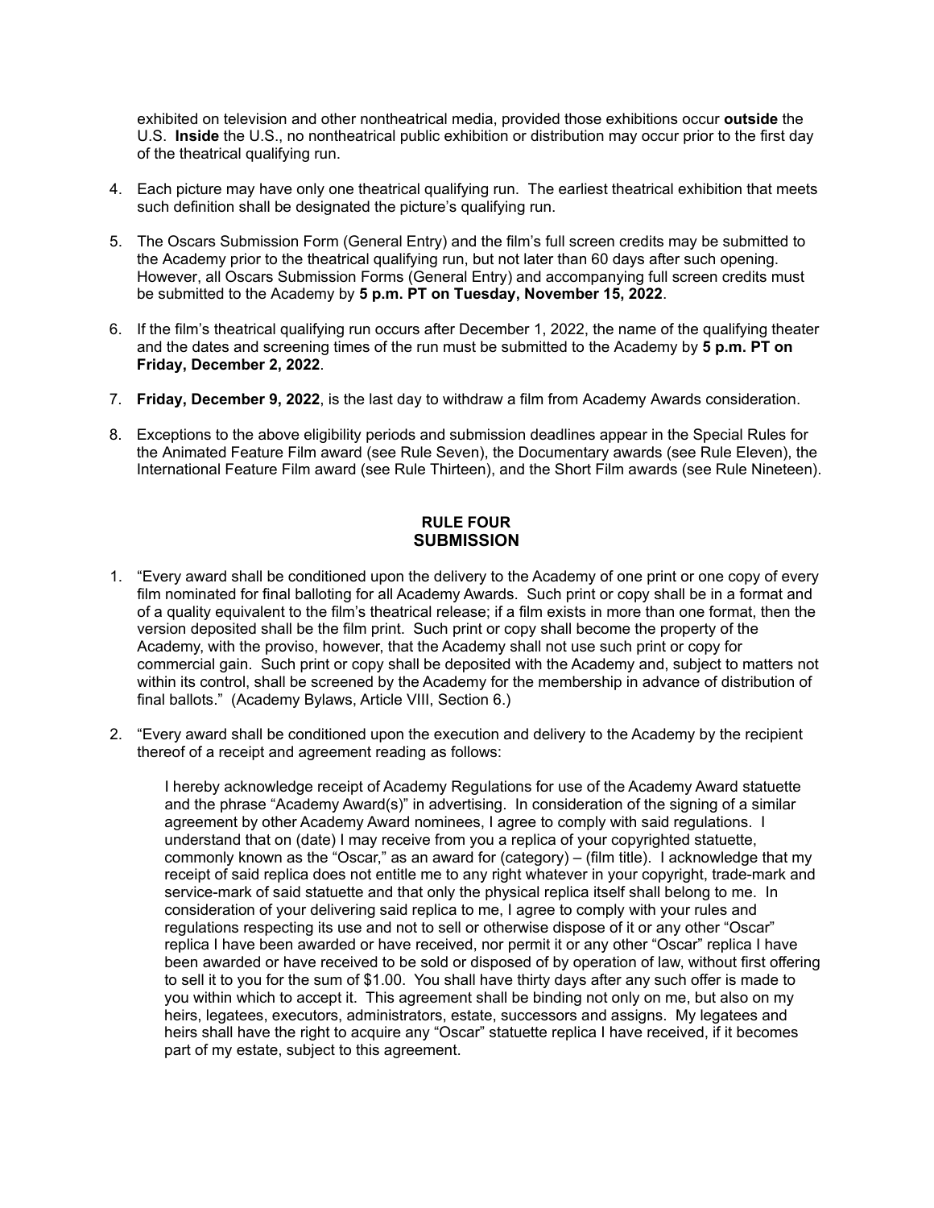exhibited on television and other nontheatrical media, provided those exhibitions occur **outside** the U.S. **Inside** the U.S., no nontheatrical public exhibition or distribution may occur prior to the first day of the theatrical qualifying run.

4. Each picture may have only one theatrical qualifying run. The earliest theatrical exhibition that meets such definition shall be designated the picture's qualifying run.

5. The Oscars Submission Form (General Entry) and the film's full screen credits may be submitted to the Academy prior to the theatrical qualifying run, but not later than 60 days after such opening. However, all Oscars Submission Forms (General Entry) and accompanying full screen credits must be submitted to the Academy by **5 p.m. PT on Tuesday, November 15, 2022**.

6. If the film's theatrical qualifying run occurs after December 1, 2022, the name of the qualifying theater and the dates and screening times of the run must be submitted to the Academy by **5 p.m. PT on Friday, December 2, 2022**.

7. **Friday, December 9, 2022**, is the last day to withdraw a film from Academy Awards consideration.

8. Exceptions to the above eligibility periods and submission deadlines appear in the Special Rules for the Animated Feature Film award (see Rule Seven), the Documentary awards (see Rule Eleven), the International Feature Film award (see Rule Thirteen), and the Short Film awards (see Rule Nineteen).

## RULE FOUR
## SUBMISSION

1. "Every award shall be conditioned upon the delivery to the Academy of one print or one copy of every film nominated for final balloting for all Academy Awards. Such print or copy shall be in a format and of a quality equivalent to the film's theatrical release; if a film exists in more than one format, then the version deposited shall be the film print. Such print or copy shall become the property of the Academy, with the proviso, however, that the Academy shall not use such print or copy for commercial gain. Such print or copy shall be deposited with the Academy and, subject to matters not within its control, shall be screened by the Academy for the membership in advance of distribution of final ballots." (Academy Bylaws, Article VIII, Section 6.)

2. "Every award shall be conditioned upon the execution and delivery to the Academy by the recipient thereof of a receipt and agreement reading as follows:

   I hereby acknowledge receipt of Academy Regulations for use of the Academy Award statuette and the phrase "Academy Award(s)" in advertising. In consideration of the signing of a similar agreement by other Academy Award nominees, I agree to comply with said regulations. I understand that on (date) I may receive from you a replica of your copyrighted statuette, commonly known as the "Oscar," as an award for (category) – (film title). I acknowledge that my receipt of said replica does not entitle me to any right whatever in your copyright, trade-mark and service-mark of said statuette and that only the physical replica itself shall belong to me. In consideration of your delivering said replica to me, I agree to comply with your rules and regulations respecting its use and not to sell or otherwise dispose of it or any other "Oscar" replica I have been awarded or have received, nor permit it or any other "Oscar" replica I have been awarded or have received to be sold or disposed of by operation of law, without first offering to sell it to you for the sum of $1.00. You shall have thirty days after any such offer is made to you within which to accept it. This agreement shall be binding not only on me, but also on my heirs, legatees, executors, administrators, estate, successors and assigns. My legatees and heirs shall have the right to acquire any "Oscar" statuette replica I have received, if it becomes part of my estate, subject to this agreement.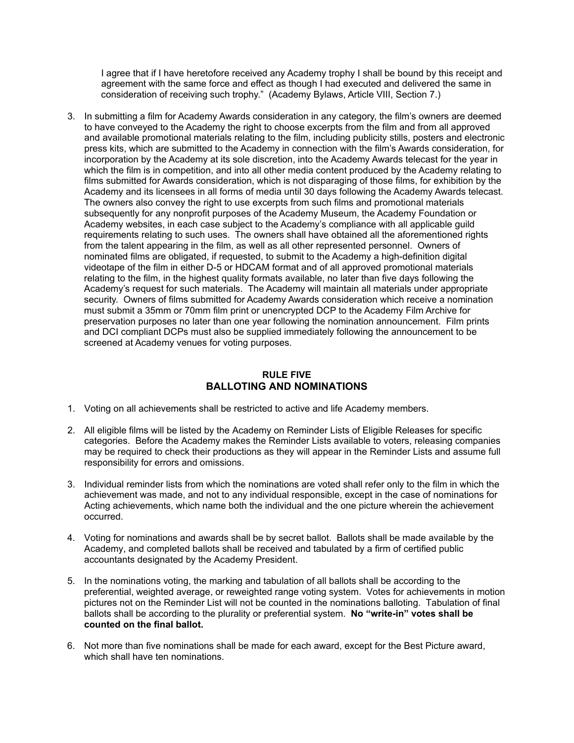I agree that if I have heretofore received any Academy trophy I shall be bound by this receipt and agreement with the same force and effect as though I had executed and delivered the same in consideration of receiving such trophy." (Academy Bylaws, Article VIII, Section 7.)

3. In submitting a film for Academy Awards consideration in any category, the film's owners are deemed to have conveyed to the Academy the right to choose excerpts from the film and from all approved and available promotional materials relating to the film, including publicity stills, posters and electronic press kits, which are submitted to the Academy in connection with the film's Awards consideration, for incorporation by the Academy at its sole discretion, into the Academy Awards telecast for the year in which the film is in competition, and into all other media content produced by the Academy relating to films submitted for Awards consideration, which is not disparaging of those films, for exhibition by the Academy and its licensees in all forms of media until 30 days following the Academy Awards telecast. The owners also convey the right to use excerpts from such films and promotional materials subsequently for any nonprofit purposes of the Academy Museum, the Academy Foundation or Academy websites, in each case subject to the Academy's compliance with all applicable guild requirements relating to such uses. The owners shall have obtained all the aforementioned rights from the talent appearing in the film, as well as all other represented personnel. Owners of nominated films are obligated, if requested, to submit to the Academy a high-definition digital videotape of the film in either D-5 or HDCAM format and of all approved promotional materials relating to the film, in the highest quality formats available, no later than five days following the Academy's request for such materials. The Academy will maintain all materials under appropriate security. Owners of films submitted for Academy Awards consideration which receive a nomination must submit a 35mm or 70mm film print or unencrypted DCP to the Academy Film Archive for preservation purposes no later than one year following the nomination announcement. Film prints and DCI compliant DCPs must also be supplied immediately following the announcement to be screened at Academy venues for voting purposes.

## RULE FIVE
## BALLOTING AND NOMINATIONS

1. Voting on all achievements shall be restricted to active and life Academy members.

2. All eligible films will be listed by the Academy on Reminder Lists of Eligible Releases for specific categories. Before the Academy makes the Reminder Lists available to voters, releasing companies may be required to check their productions as they will appear in the Reminder Lists and assume full responsibility for errors and omissions.

3. Individual reminder lists from which the nominations are voted shall refer only to the film in which the achievement was made, and not to any individual responsible, except in the case of nominations for Acting achievements, which name both the individual and the one picture wherein the achievement occurred.

4. Voting for nominations and awards shall be by secret ballot. Ballots shall be made available by the Academy, and completed ballots shall be received and tabulated by a firm of certified public accountants designated by the Academy President.

5. In the nominations voting, the marking and tabulation of all ballots shall be according to the preferential, weighted average, or reweighted range voting system. Votes for achievements in motion pictures not on the Reminder List will not be counted in the nominations balloting. Tabulation of final ballots shall be according to the plurality or preferential system. **No "write-in" votes shall be counted on the final ballot.**

6. Not more than five nominations shall be made for each award, except for the Best Picture award, which shall have ten nominations.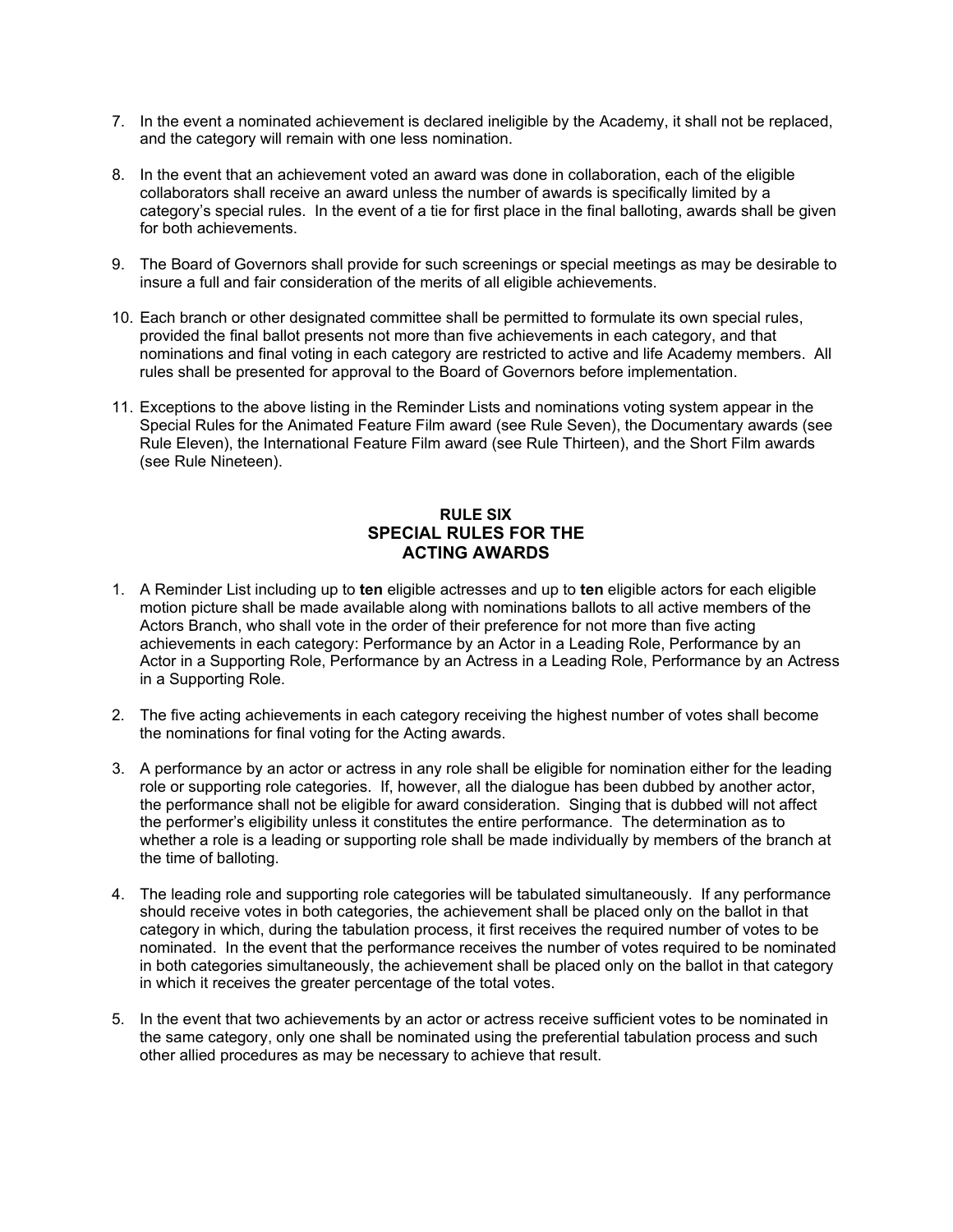7. In the event a nominated achievement is declared ineligible by the Academy, it shall not be replaced, and the category will remain with one less nomination.

8. In the event that an achievement voted an award was done in collaboration, each of the eligible collaborators shall receive an award unless the number of awards is specifically limited by a category's special rules. In the event of a tie for first place in the final balloting, awards shall be given for both achievements.

9. The Board of Governors shall provide for such screenings or special meetings as may be desirable to insure a full and fair consideration of the merits of all eligible achievements.

10. Each branch or other designated committee shall be permitted to formulate its own special rules, provided the final ballot presents not more than five achievements in each category, and that nominations and final voting in each category are restricted to active and life Academy members. All rules shall be presented for approval to the Board of Governors before implementation.

11. Exceptions to the above listing in the Reminder Lists and nominations voting system appear in the Special Rules for the Animated Feature Film award (see Rule Seven), the Documentary awards (see Rule Eleven), the International Feature Film award (see Rule Thirteen), and the Short Film awards (see Rule Nineteen).

## RULE SIX
## SPECIAL RULES FOR THE ACTING AWARDS

1. A Reminder List including up to **ten** eligible actresses and up to **ten** eligible actors for each eligible motion picture shall be made available along with nominations ballots to all active members of the Actors Branch, who shall vote in the order of their preference for not more than five acting achievements in each category: Performance by an Actor in a Leading Role, Performance by an Actor in a Supporting Role, Performance by an Actress in a Leading Role, Performance by an Actress in a Supporting Role.

2. The five acting achievements in each category receiving the highest number of votes shall become the nominations for final voting for the Acting awards.

3. A performance by an actor or actress in any role shall be eligible for nomination either for the leading role or supporting role categories. If, however, all the dialogue has been dubbed by another actor, the performance shall not be eligible for award consideration. Singing that is dubbed will not affect the performer's eligibility unless it constitutes the entire performance. The determination as to whether a role is a leading or supporting role shall be made individually by members of the branch at the time of balloting.

4. The leading role and supporting role categories will be tabulated simultaneously. If any performance should receive votes in both categories, the achievement shall be placed only on the ballot in that category in which, during the tabulation process, it first receives the required number of votes to be nominated. In the event that the performance receives the number of votes required to be nominated in both categories simultaneously, the achievement shall be placed only on the ballot in that category in which it receives the greater percentage of the total votes.

5. In the event that two achievements by an actor or actress receive sufficient votes to be nominated in the same category, only one shall be nominated using the preferential tabulation process and such other allied procedures as may be necessary to achieve that result.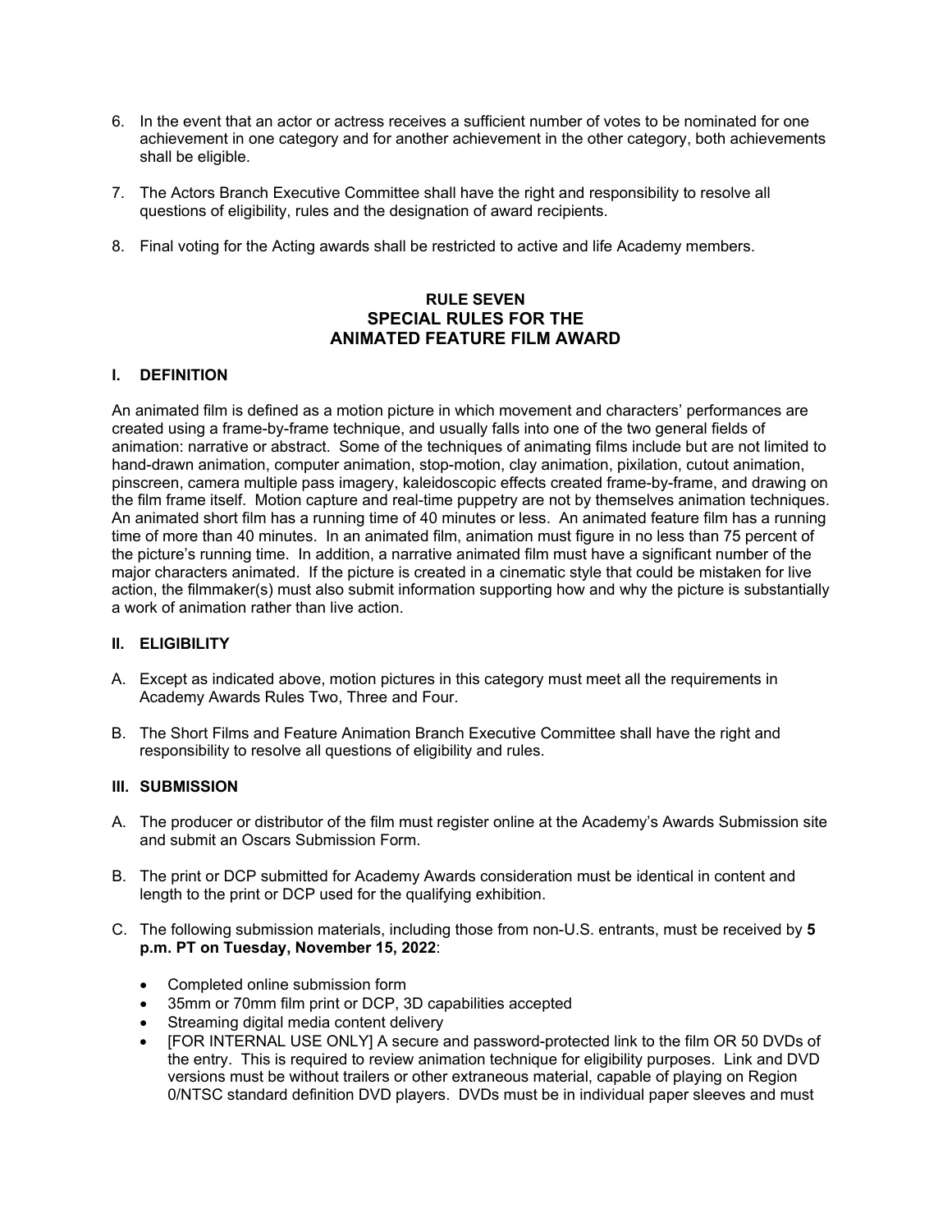6. In the event that an actor or actress receives a sufficient number of votes to be nominated for one achievement in one category and for another achievement in the other category, both achievements shall be eligible.

7. The Actors Branch Executive Committee shall have the right and responsibility to resolve all questions of eligibility, rules and the designation of award recipients.

8. Final voting for the Acting awards shall be restricted to active and life Academy members.

## RULE SEVEN
## SPECIAL RULES FOR THE ANIMATED FEATURE FILM AWARD

### I. DEFINITION

An animated film is defined as a motion picture in which movement and characters' performances are created using a frame-by-frame technique, and usually falls into one of the two general fields of animation: narrative or abstract. Some of the techniques of animating films include but are not limited to hand-drawn animation, computer animation, stop-motion, clay animation, pixilation, cutout animation, pinscreen, camera multiple pass imagery, kaleidoscopic effects created frame-by-frame, and drawing on the film frame itself. Motion capture and real-time puppetry are not by themselves animation techniques. An animated short film has a running time of 40 minutes or less. An animated feature film has a running time of more than 40 minutes. In an animated film, animation must figure in no less than 75 percent of the picture's running time. In addition, a narrative animated film must have a significant number of the major characters animated. If the picture is created in a cinematic style that could be mistaken for live action, the filmmaker(s) must also submit information supporting how and why the picture is substantially a work of animation rather than live action.

### II. ELIGIBILITY

A. Except as indicated above, motion pictures in this category must meet all the requirements in Academy Awards Rules Two, Three and Four.

B. The Short Films and Feature Animation Branch Executive Committee shall have the right and responsibility to resolve all questions of eligibility and rules.

### III. SUBMISSION

A. The producer or distributor of the film must register online at the Academy's Awards Submission site and submit an Oscars Submission Form.

B. The print or DCP submitted for Academy Awards consideration must be identical in content and length to the print or DCP used for the qualifying exhibition.

C. The following submission materials, including those from non-U.S. entrants, must be received by **5 p.m. PT on Tuesday, November 15, 2022**:

- Completed online submission form
- 35mm or 70mm film print or DCP, 3D capabilities accepted
- Streaming digital media content delivery
- [FOR INTERNAL USE ONLY] A secure and password-protected link to the film OR 50 DVDs of the entry. This is required to review animation technique for eligibility purposes. Link and DVD versions must be without trailers or other extraneous material, capable of playing on Region 0/NTSC standard definition DVD players. DVDs must be in individual paper sleeves and must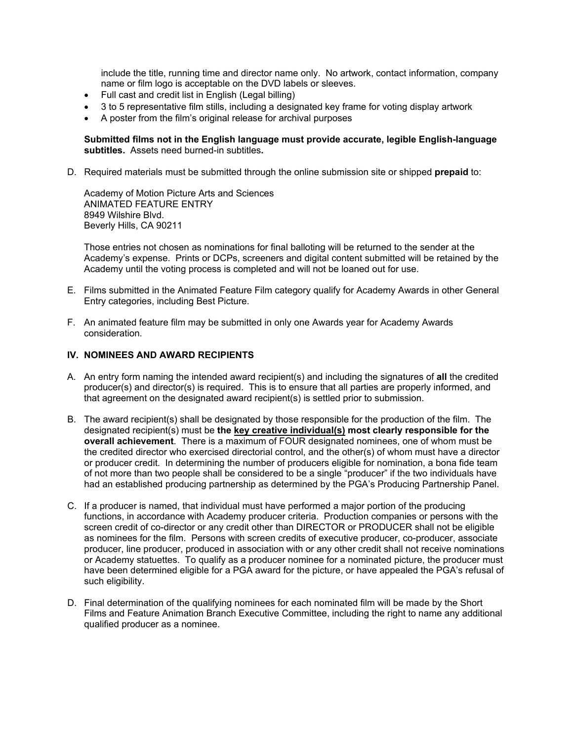include the title, running time and director name only. No artwork, contact information, company name or film logo is acceptable on the DVD labels or sleeves.

- Full cast and credit list in English (Legal billing)
- 3 to 5 representative film stills, including a designated key frame for voting display artwork
- A poster from the film's original release for archival purposes

**Submitted films not in the English language must provide accurate, legible English-language subtitles.** Assets need burned-in subtitles**.**

D. Required materials must be submitted through the online submission site or shipped **prepaid** to:

Academy of Motion Picture Arts and Sciences
ANIMATED FEATURE ENTRY
8949 Wilshire Blvd.
Beverly Hills, CA 90211

Those entries not chosen as nominations for final balloting will be returned to the sender at the Academy's expense. Prints or DCPs, screeners and digital content submitted will be retained by the Academy until the voting process is completed and will not be loaned out for use.

E. Films submitted in the Animated Feature Film category qualify for Academy Awards in other General Entry categories, including Best Picture.

F. An animated feature film may be submitted in only one Awards year for Academy Awards consideration.

## IV. NOMINEES AND AWARD RECIPIENTS

A. An entry form naming the intended award recipient(s) and including the signatures of **all** the credited producer(s) and director(s) is required. This is to ensure that all parties are properly informed, and that agreement on the designated award recipient(s) is settled prior to submission.

B. The award recipient(s) shall be designated by those responsible for the production of the film. The designated recipient(s) must be **the key creative individual(s) most clearly responsible for the overall achievement**. There is a maximum of FOUR designated nominees, one of whom must be the credited director who exercised directorial control, and the other(s) of whom must have a director or producer credit. In determining the number of producers eligible for nomination, a bona fide team of not more than two people shall be considered to be a single "producer" if the two individuals have had an established producing partnership as determined by the PGA's Producing Partnership Panel.

C. If a producer is named, that individual must have performed a major portion of the producing functions, in accordance with Academy producer criteria. Production companies or persons with the screen credit of co-director or any credit other than DIRECTOR or PRODUCER shall not be eligible as nominees for the film. Persons with screen credits of executive producer, co-producer, associate producer, line producer, produced in association with or any other credit shall not receive nominations or Academy statuettes. To qualify as a producer nominee for a nominated picture, the producer must have been determined eligible for a PGA award for the picture, or have appealed the PGA's refusal of such eligibility.

D. Final determination of the qualifying nominees for each nominated film will be made by the Short Films and Feature Animation Branch Executive Committee, including the right to name any additional qualified producer as a nominee.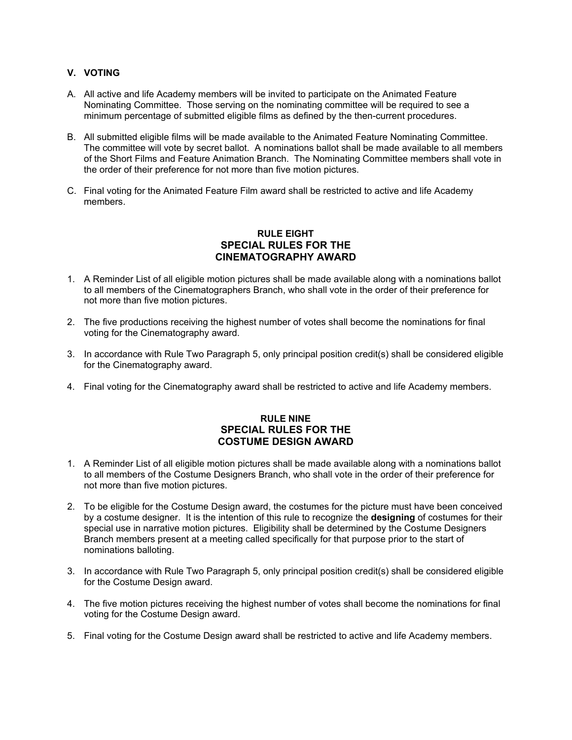### V. VOTING

A. All active and life Academy members will be invited to participate on the Animated Feature Nominating Committee. Those serving on the nominating committee will be required to see a minimum percentage of submitted eligible films as defined by the then-current procedures.

B. All submitted eligible films will be made available to the Animated Feature Nominating Committee. The committee will vote by secret ballot. A nominations ballot shall be made available to all members of the Short Films and Feature Animation Branch. The Nominating Committee members shall vote in the order of their preference for not more than five motion pictures.

C. Final voting for the Animated Feature Film award shall be restricted to active and life Academy members.

## RULE EIGHT
## SPECIAL RULES FOR THE CINEMATOGRAPHY AWARD

1. A Reminder List of all eligible motion pictures shall be made available along with a nominations ballot to all members of the Cinematographers Branch, who shall vote in the order of their preference for not more than five motion pictures.

2. The five productions receiving the highest number of votes shall become the nominations for final voting for the Cinematography award.

3. In accordance with Rule Two Paragraph 5, only principal position credit(s) shall be considered eligible for the Cinematography award.

4. Final voting for the Cinematography award shall be restricted to active and life Academy members.

## RULE NINE
## SPECIAL RULES FOR THE COSTUME DESIGN AWARD

1. A Reminder List of all eligible motion pictures shall be made available along with a nominations ballot to all members of the Costume Designers Branch, who shall vote in the order of their preference for not more than five motion pictures.

2. To be eligible for the Costume Design award, the costumes for the picture must have been conceived by a costume designer. It is the intention of this rule to recognize the **designing** of costumes for their special use in narrative motion pictures. Eligibility shall be determined by the Costume Designers Branch members present at a meeting called specifically for that purpose prior to the start of nominations balloting.

3. In accordance with Rule Two Paragraph 5, only principal position credit(s) shall be considered eligible for the Costume Design award.

4. The five motion pictures receiving the highest number of votes shall become the nominations for final voting for the Costume Design award.

5. Final voting for the Costume Design award shall be restricted to active and life Academy members.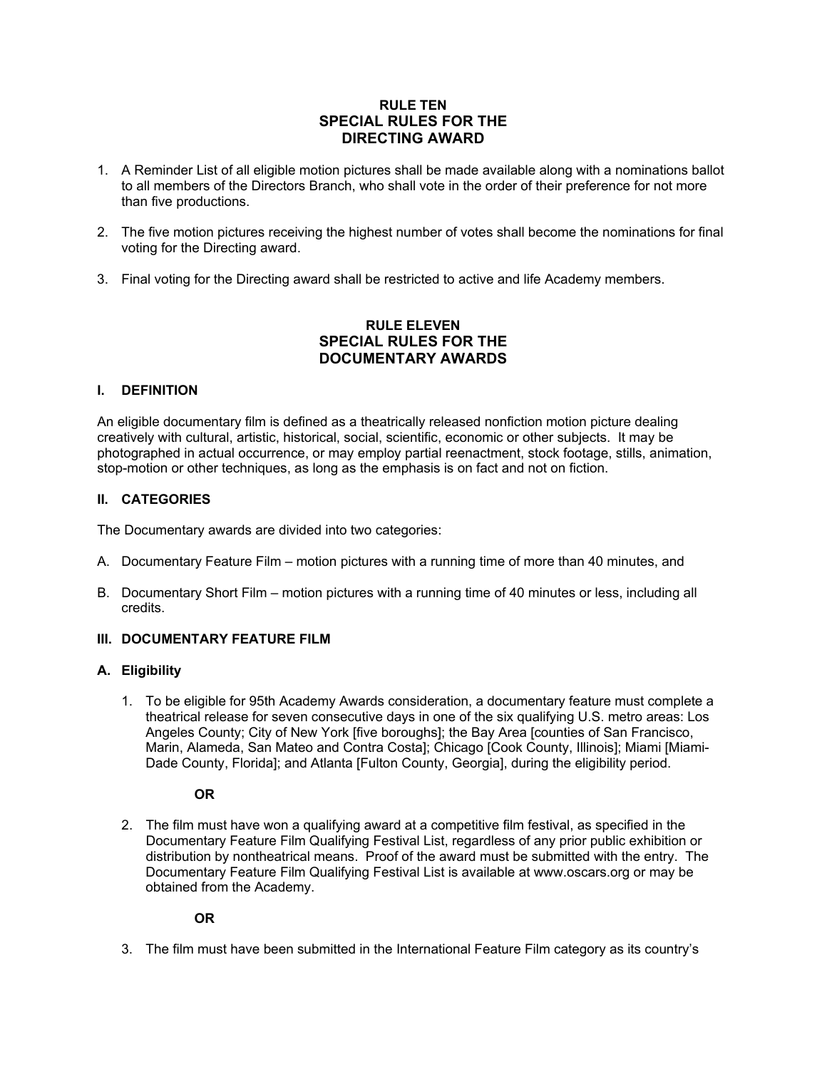## RULE TEN
## SPECIAL RULES FOR THE DIRECTING AWARD

1. A Reminder List of all eligible motion pictures shall be made available along with a nominations ballot to all members of the Directors Branch, who shall vote in the order of their preference for not more than five productions.

2. The five motion pictures receiving the highest number of votes shall become the nominations for final voting for the Directing award.

3. Final voting for the Directing award shall be restricted to active and life Academy members.

## RULE ELEVEN
## SPECIAL RULES FOR THE DOCUMENTARY AWARDS

### I. DEFINITION

An eligible documentary film is defined as a theatrically released nonfiction motion picture dealing creatively with cultural, artistic, historical, social, scientific, economic or other subjects. It may be photographed in actual occurrence, or may employ partial reenactment, stock footage, stills, animation, stop-motion or other techniques, as long as the emphasis is on fact and not on fiction.

### II. CATEGORIES

The Documentary awards are divided into two categories:

A. Documentary Feature Film – motion pictures with a running time of more than 40 minutes, and

B. Documentary Short Film – motion pictures with a running time of 40 minutes or less, including all credits.

### III. DOCUMENTARY FEATURE FILM

#### A. Eligibility

1. To be eligible for 95th Academy Awards consideration, a documentary feature must complete a theatrical release for seven consecutive days in one of the six qualifying U.S. metro areas: Los Angeles County; City of New York [five boroughs]; the Bay Area [counties of San Francisco, Marin, Alameda, San Mateo and Contra Costa]; Chicago [Cook County, Illinois]; Miami [Miami-Dade County, Florida]; and Atlanta [Fulton County, Georgia], during the eligibility period.

   **OR**

2. The film must have won a qualifying award at a competitive film festival, as specified in the Documentary Feature Film Qualifying Festival List, regardless of any prior public exhibition or distribution by nontheatrical means. Proof of the award must be submitted with the entry. The Documentary Feature Film Qualifying Festival List is available at www.oscars.org or may be obtained from the Academy.

   **OR**

3. The film must have been submitted in the International Feature Film category as its country's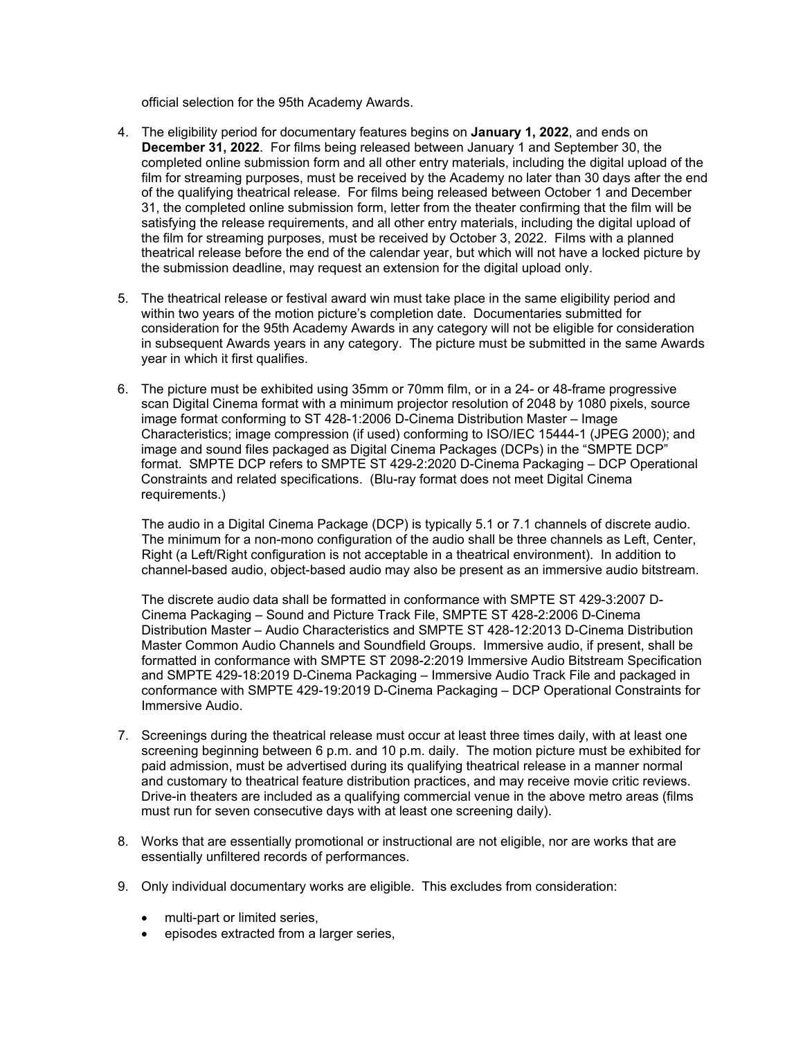official selection for the 95th Academy Awards.

4. The eligibility period for documentary features begins on **January 1, 2022**, and ends on **December 31, 2022**. For films being released between January 1 and September 30, the completed online submission form and all other entry materials, including the digital upload of the film for streaming purposes, must be received by the Academy no later than 30 days after the end of the qualifying theatrical release. For films being released between October 1 and December 31, the completed online submission form, letter from the theater confirming that the film will be satisfying the release requirements, and all other entry materials, including the digital upload of the film for streaming purposes, must be received by October 3, 2022. Films with a planned theatrical release before the end of the calendar year, but which will not have a locked picture by the submission deadline, may request an extension for the digital upload only.

5. The theatrical release or festival award win must take place in the same eligibility period and within two years of the motion picture's completion date. Documentaries submitted for consideration for the 95th Academy Awards in any category will not be eligible for consideration in subsequent Awards years in any category. The picture must be submitted in the same Awards year in which it first qualifies.

6. The picture must be exhibited using 35mm or 70mm film, or in a 24- or 48-frame progressive scan Digital Cinema format with a minimum projector resolution of 2048 by 1080 pixels, source image format conforming to ST 428-1:2006 D-Cinema Distribution Master – Image Characteristics; image compression (if used) conforming to ISO/IEC 15444-1 (JPEG 2000); and image and sound files packaged as Digital Cinema Packages (DCPs) in the "SMPTE DCP" format. SMPTE DCP refers to SMPTE ST 429-2:2020 D-Cinema Packaging – DCP Operational Constraints and related specifications. (Blu-ray format does not meet Digital Cinema requirements.)

   The audio in a Digital Cinema Package (DCP) is typically 5.1 or 7.1 channels of discrete audio. The minimum for a non-mono configuration of the audio shall be three channels as Left, Center, Right (a Left/Right configuration is not acceptable in a theatrical environment). In addition to channel-based audio, object-based audio may also be present as an immersive audio bitstream.

   The discrete audio data shall be formatted in conformance with SMPTE ST 429-3:2007 D-Cinema Packaging – Sound and Picture Track File, SMPTE ST 428-2:2006 D-Cinema Distribution Master – Audio Characteristics and SMPTE ST 428-12:2013 D-Cinema Distribution Master Common Audio Channels and Soundfield Groups. Immersive audio, if present, shall be formatted in conformance with SMPTE ST 2098-2:2019 Immersive Audio Bitstream Specification and SMPTE 429-18:2019 D-Cinema Packaging – Immersive Audio Track File and packaged in conformance with SMPTE 429-19:2019 D-Cinema Packaging – DCP Operational Constraints for Immersive Audio.

7. Screenings during the theatrical release must occur at least three times daily, with at least one screening beginning between 6 p.m. and 10 p.m. daily. The motion picture must be exhibited for paid admission, must be advertised during its qualifying theatrical release in a manner normal and customary to theatrical feature distribution practices, and may receive movie critic reviews. Drive-in theaters are included as a qualifying commercial venue in the above metro areas (films must run for seven consecutive days with at least one screening daily).

8. Works that are essentially promotional or instructional are not eligible, nor are works that are essentially unfiltered records of performances.

9. Only individual documentary works are eligible. This excludes from consideration:

   - multi-part or limited series,
   - episodes extracted from a larger series,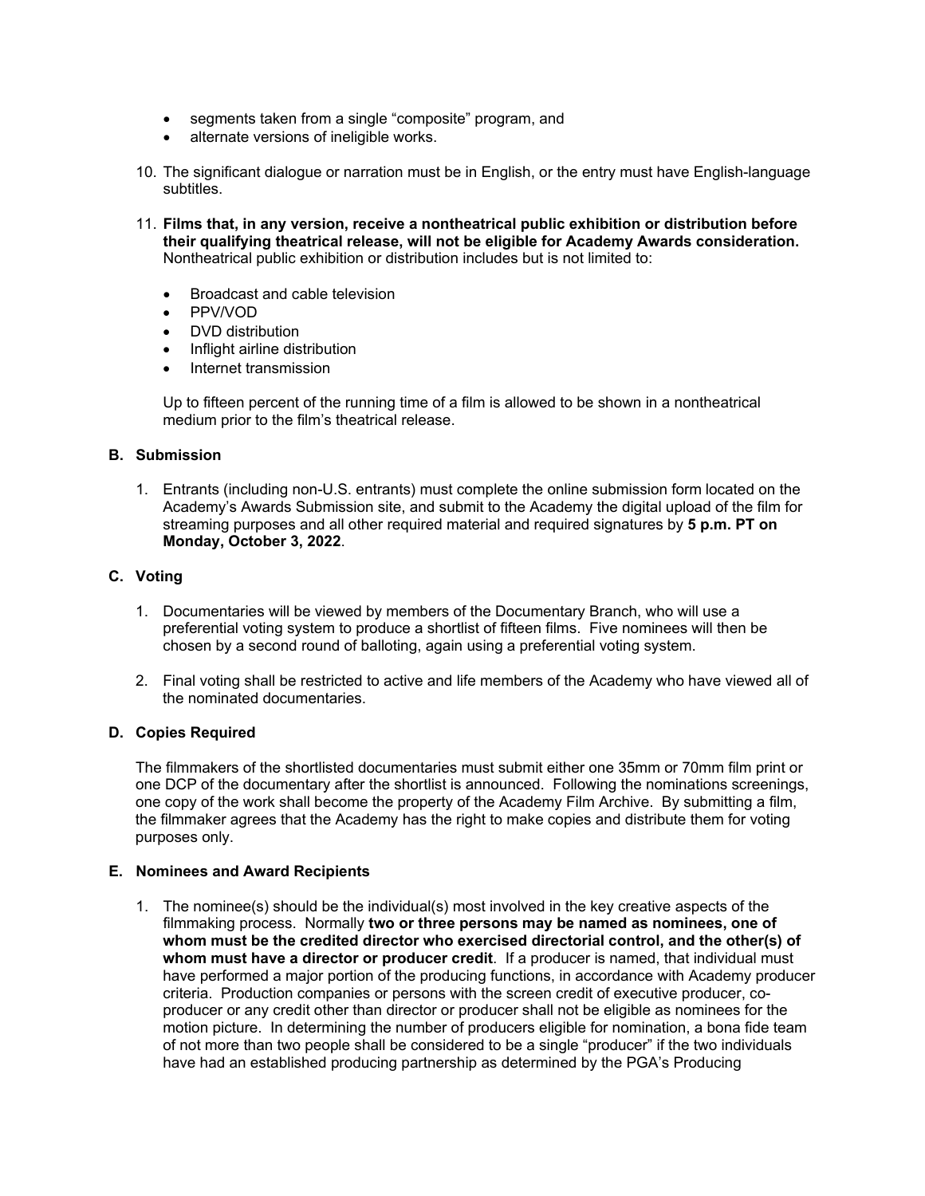- segments taken from a single “composite” program, and
- alternate versions of ineligible works.

10. The significant dialogue or narration must be in English, or the entry must have English-language subtitles.

11. **Films that, in any version, receive a nontheatrical public exhibition or distribution before their qualifying theatrical release, will not be eligible for Academy Awards consideration.** Nontheatrical public exhibition or distribution includes but is not limited to:

    - Broadcast and cable television
    - PPV/VOD
    - DVD distribution
    - Inflight airline distribution
    - Internet transmission

    Up to fifteen percent of the running time of a film is allowed to be shown in a nontheatrical medium prior to the film’s theatrical release.

### B. Submission

1. Entrants (including non-U.S. entrants) must complete the online submission form located on the Academy’s Awards Submission site, and submit to the Academy the digital upload of the film for streaming purposes and all other required material and required signatures by **5 p.m. PT on Monday, October 3, 2022**.

### C. Voting

1. Documentaries will be viewed by members of the Documentary Branch, who will use a preferential voting system to produce a shortlist of fifteen films. Five nominees will then be chosen by a second round of balloting, again using a preferential voting system.

2. Final voting shall be restricted to active and life members of the Academy who have viewed all of the nominated documentaries.

### D. Copies Required

The filmmakers of the shortlisted documentaries must submit either one 35mm or 70mm film print or one DCP of the documentary after the shortlist is announced. Following the nominations screenings, one copy of the work shall become the property of the Academy Film Archive. By submitting a film, the filmmaker agrees that the Academy has the right to make copies and distribute them for voting purposes only.

### E. Nominees and Award Recipients

1. The nominee(s) should be the individual(s) most involved in the key creative aspects of the filmmaking process. Normally **two or three persons may be named as nominees, one of whom must be the credited director who exercised directorial control, and the other(s) of whom must have a director or producer credit**. If a producer is named, that individual must have performed a major portion of the producing functions, in accordance with Academy producer criteria. Production companies or persons with the screen credit of executive producer, co-producer or any credit other than director or producer shall not be eligible as nominees for the motion picture. In determining the number of producers eligible for nomination, a bona fide team of not more than two people shall be considered to be a single “producer” if the two individuals have had an established producing partnership as determined by the PGA’s Producing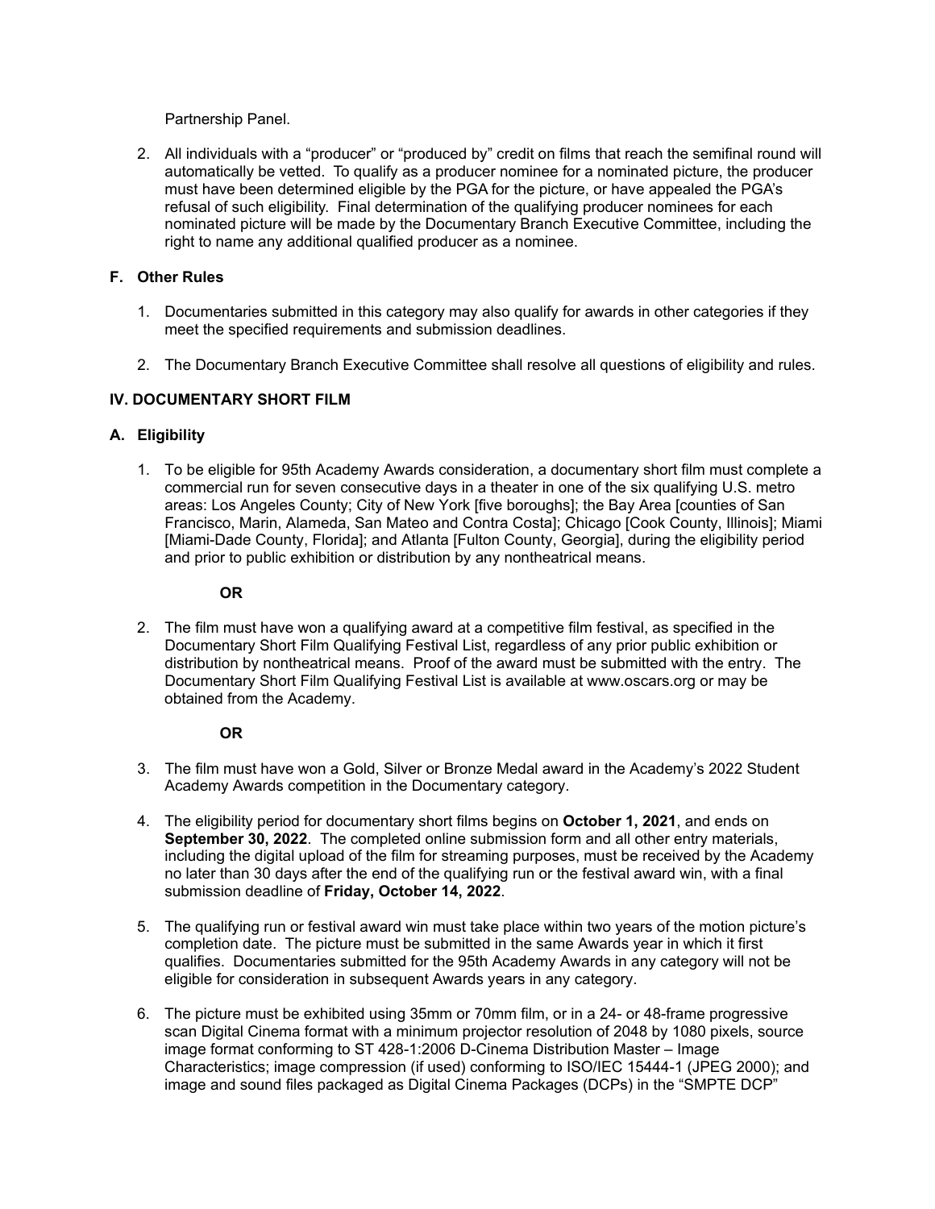Partnership Panel.

2. All individuals with a "producer" or "produced by" credit on films that reach the semifinal round will automatically be vetted. To qualify as a producer nominee for a nominated picture, the producer must have been determined eligible by the PGA for the picture, or have appealed the PGA's refusal of such eligibility. Final determination of the qualifying producer nominees for each nominated picture will be made by the Documentary Branch Executive Committee, including the right to name any additional qualified producer as a nominee.

### F. Other Rules

1. Documentaries submitted in this category may also qualify for awards in other categories if they meet the specified requirements and submission deadlines.

2. The Documentary Branch Executive Committee shall resolve all questions of eligibility and rules.

## IV. DOCUMENTARY SHORT FILM

### A. Eligibility

1. To be eligible for 95th Academy Awards consideration, a documentary short film must complete a commercial run for seven consecutive days in a theater in one of the six qualifying U.S. metro areas: Los Angeles County; City of New York [five boroughs]; the Bay Area [counties of San Francisco, Marin, Alameda, San Mateo and Contra Costa]; Chicago [Cook County, Illinois]; Miami [Miami-Dade County, Florida]; and Atlanta [Fulton County, Georgia], during the eligibility period and prior to public exhibition or distribution by any nontheatrical means.

   **OR**

2. The film must have won a qualifying award at a competitive film festival, as specified in the Documentary Short Film Qualifying Festival List, regardless of any prior public exhibition or distribution by nontheatrical means. Proof of the award must be submitted with the entry. The Documentary Short Film Qualifying Festival List is available at www.oscars.org or may be obtained from the Academy.

   **OR**

3. The film must have won a Gold, Silver or Bronze Medal award in the Academy's 2022 Student Academy Awards competition in the Documentary category.

4. The eligibility period for documentary short films begins on **October 1, 2021**, and ends on **September 30, 2022**. The completed online submission form and all other entry materials, including the digital upload of the film for streaming purposes, must be received by the Academy no later than 30 days after the end of the qualifying run or the festival award win, with a final submission deadline of **Friday, October 14, 2022**.

5. The qualifying run or festival award win must take place within two years of the motion picture's completion date. The picture must be submitted in the same Awards year in which it first qualifies. Documentaries submitted for the 95th Academy Awards in any category will not be eligible for consideration in subsequent Awards years in any category.

6. The picture must be exhibited using 35mm or 70mm film, or in a 24- or 48-frame progressive scan Digital Cinema format with a minimum projector resolution of 2048 by 1080 pixels, source image format conforming to ST 428-1:2006 D-Cinema Distribution Master – Image Characteristics; image compression (if used) conforming to ISO/IEC 15444-1 (JPEG 2000); and image and sound files packaged as Digital Cinema Packages (DCPs) in the "SMPTE DCP"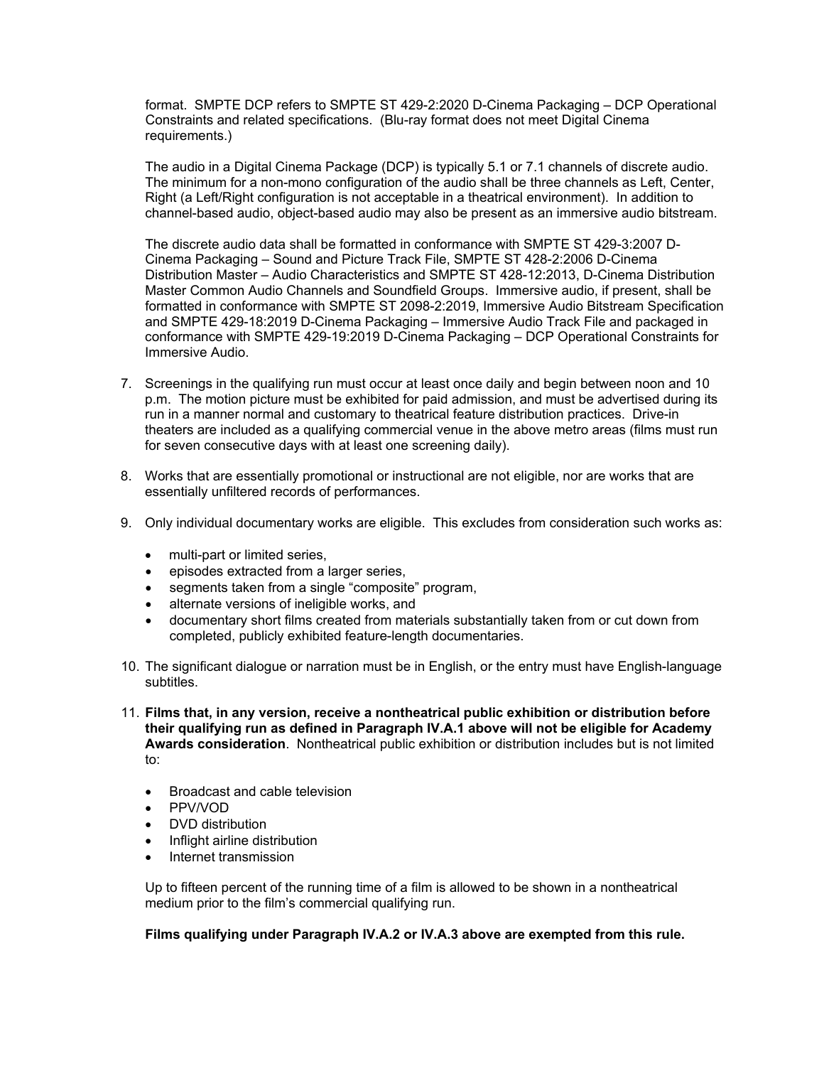format. SMPTE DCP refers to SMPTE ST 429-2:2020 D-Cinema Packaging – DCP Operational Constraints and related specifications. (Blu-ray format does not meet Digital Cinema requirements.)

The audio in a Digital Cinema Package (DCP) is typically 5.1 or 7.1 channels of discrete audio. The minimum for a non-mono configuration of the audio shall be three channels as Left, Center, Right (a Left/Right configuration is not acceptable in a theatrical environment). In addition to channel-based audio, object-based audio may also be present as an immersive audio bitstream.

The discrete audio data shall be formatted in conformance with SMPTE ST 429-3:2007 D-Cinema Packaging – Sound and Picture Track File, SMPTE ST 428-2:2006 D-Cinema Distribution Master – Audio Characteristics and SMPTE ST 428-12:2013, D-Cinema Distribution Master Common Audio Channels and Soundfield Groups. Immersive audio, if present, shall be formatted in conformance with SMPTE ST 2098-2:2019, Immersive Audio Bitstream Specification and SMPTE 429-18:2019 D-Cinema Packaging – Immersive Audio Track File and packaged in conformance with SMPTE 429-19:2019 D-Cinema Packaging – DCP Operational Constraints for Immersive Audio.

7. Screenings in the qualifying run must occur at least once daily and begin between noon and 10 p.m. The motion picture must be exhibited for paid admission, and must be advertised during its run in a manner normal and customary to theatrical feature distribution practices. Drive-in theaters are included as a qualifying commercial venue in the above metro areas (films must run for seven consecutive days with at least one screening daily).

8. Works that are essentially promotional or instructional are not eligible, nor are works that are essentially unfiltered records of performances.

9. Only individual documentary works are eligible. This excludes from consideration such works as:

   - multi-part or limited series,
   - episodes extracted from a larger series,
   - segments taken from a single "composite" program,
   - alternate versions of ineligible works, and
   - documentary short films created from materials substantially taken from or cut down from completed, publicly exhibited feature-length documentaries.

10. The significant dialogue or narration must be in English, or the entry must have English-language subtitles.

11. **Films that, in any version, receive a nontheatrical public exhibition or distribution before their qualifying run as defined in Paragraph IV.A.1 above will not be eligible for Academy Awards consideration**. Nontheatrical public exhibition or distribution includes but is not limited to:

    - Broadcast and cable television
    - PPV/VOD
    - DVD distribution
    - Inflight airline distribution
    - Internet transmission

    Up to fifteen percent of the running time of a film is allowed to be shown in a nontheatrical medium prior to the film's commercial qualifying run.

    **Films qualifying under Paragraph IV.A.2 or IV.A.3 above are exempted from this rule.**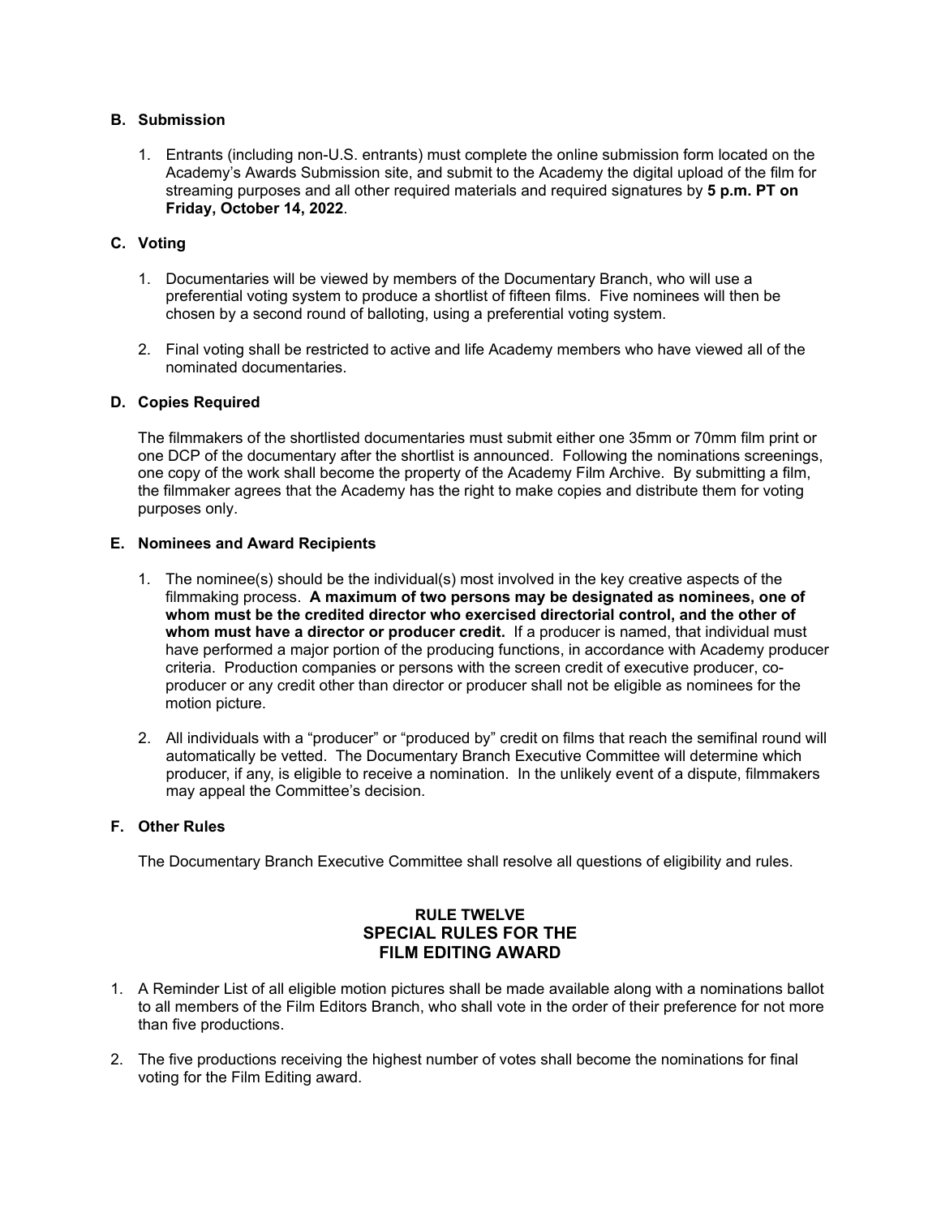### B. Submission

1. Entrants (including non-U.S. entrants) must complete the online submission form located on the Academy's Awards Submission site, and submit to the Academy the digital upload of the film for streaming purposes and all other required materials and required signatures by **5 p.m. PT on Friday, October 14, 2022**.

### C. Voting

1. Documentaries will be viewed by members of the Documentary Branch, who will use a preferential voting system to produce a shortlist of fifteen films. Five nominees will then be chosen by a second round of balloting, using a preferential voting system.

2. Final voting shall be restricted to active and life Academy members who have viewed all of the nominated documentaries.

### D. Copies Required

The filmmakers of the shortlisted documentaries must submit either one 35mm or 70mm film print or one DCP of the documentary after the shortlist is announced. Following the nominations screenings, one copy of the work shall become the property of the Academy Film Archive. By submitting a film, the filmmaker agrees that the Academy has the right to make copies and distribute them for voting purposes only.

### E. Nominees and Award Recipients

1. The nominee(s) should be the individual(s) most involved in the key creative aspects of the filmmaking process. **A maximum of two persons may be designated as nominees, one of whom must be the credited director who exercised directorial control, and the other of whom must have a director or producer credit.** If a producer is named, that individual must have performed a major portion of the producing functions, in accordance with Academy producer criteria. Production companies or persons with the screen credit of executive producer, co-producer or any credit other than director or producer shall not be eligible as nominees for the motion picture.

2. All individuals with a "producer" or "produced by" credit on films that reach the semifinal round will automatically be vetted. The Documentary Branch Executive Committee will determine which producer, if any, is eligible to receive a nomination. In the unlikely event of a dispute, filmmakers may appeal the Committee's decision.

### F. Other Rules

The Documentary Branch Executive Committee shall resolve all questions of eligibility and rules.

## RULE TWELVE
## SPECIAL RULES FOR THE FILM EDITING AWARD

1. A Reminder List of all eligible motion pictures shall be made available along with a nominations ballot to all members of the Film Editors Branch, who shall vote in the order of their preference for not more than five productions.

2. The five productions receiving the highest number of votes shall become the nominations for final voting for the Film Editing award.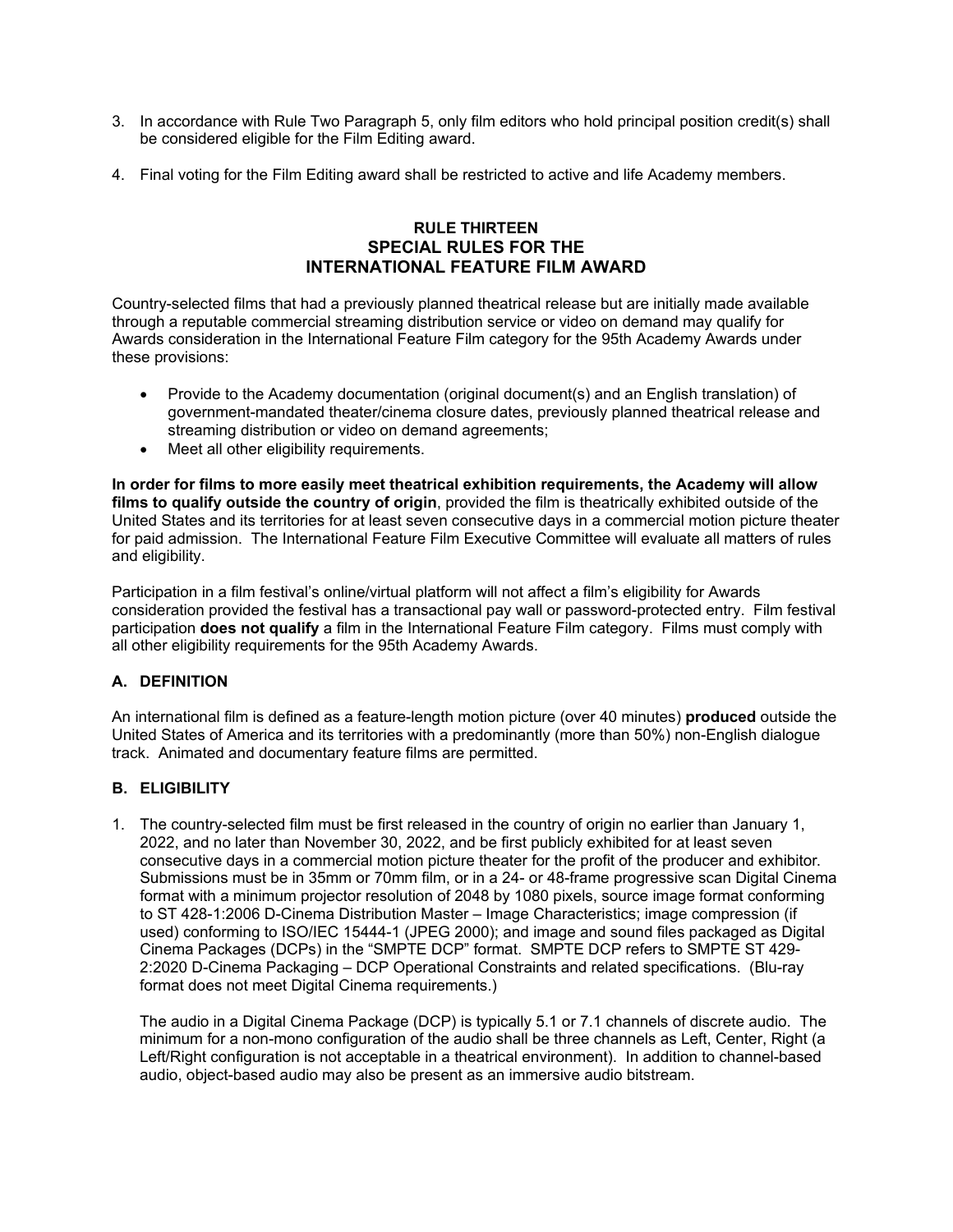3. In accordance with Rule Two Paragraph 5, only film editors who hold principal position credit(s) shall be considered eligible for the Film Editing award.

4. Final voting for the Film Editing award shall be restricted to active and life Academy members.

## RULE THIRTEEN
## SPECIAL RULES FOR THE INTERNATIONAL FEATURE FILM AWARD

Country-selected films that had a previously planned theatrical release but are initially made available through a reputable commercial streaming distribution service or video on demand may qualify for Awards consideration in the International Feature Film category for the 95th Academy Awards under these provisions:

- Provide to the Academy documentation (original document(s) and an English translation) of government-mandated theater/cinema closure dates, previously planned theatrical release and streaming distribution or video on demand agreements;
- Meet all other eligibility requirements.

**In order for films to more easily meet theatrical exhibition requirements, the Academy will allow films to qualify outside the country of origin**, provided the film is theatrically exhibited outside of the United States and its territories for at least seven consecutive days in a commercial motion picture theater for paid admission. The International Feature Film Executive Committee will evaluate all matters of rules and eligibility.

Participation in a film festival's online/virtual platform will not affect a film's eligibility for Awards consideration provided the festival has a transactional pay wall or password-protected entry. Film festival participation **does not qualify** a film in the International Feature Film category. Films must comply with all other eligibility requirements for the 95th Academy Awards.

### A. DEFINITION

An international film is defined as a feature-length motion picture (over 40 minutes) **produced** outside the United States of America and its territories with a predominantly (more than 50%) non-English dialogue track. Animated and documentary feature films are permitted.

### B. ELIGIBILITY

1. The country-selected film must be first released in the country of origin no earlier than January 1, 2022, and no later than November 30, 2022, and be first publicly exhibited for at least seven consecutive days in a commercial motion picture theater for the profit of the producer and exhibitor. Submissions must be in 35mm or 70mm film, or in a 24- or 48-frame progressive scan Digital Cinema format with a minimum projector resolution of 2048 by 1080 pixels, source image format conforming to ST 428-1:2006 D-Cinema Distribution Master – Image Characteristics; image compression (if used) conforming to ISO/IEC 15444-1 (JPEG 2000); and image and sound files packaged as Digital Cinema Packages (DCPs) in the "SMPTE DCP" format. SMPTE DCP refers to SMPTE ST 429-2:2020 D-Cinema Packaging – DCP Operational Constraints and related specifications. (Blu-ray format does not meet Digital Cinema requirements.)

   The audio in a Digital Cinema Package (DCP) is typically 5.1 or 7.1 channels of discrete audio. The minimum for a non-mono configuration of the audio shall be three channels as Left, Center, Right (a Left/Right configuration is not acceptable in a theatrical environment). In addition to channel-based audio, object-based audio may also be present as an immersive audio bitstream.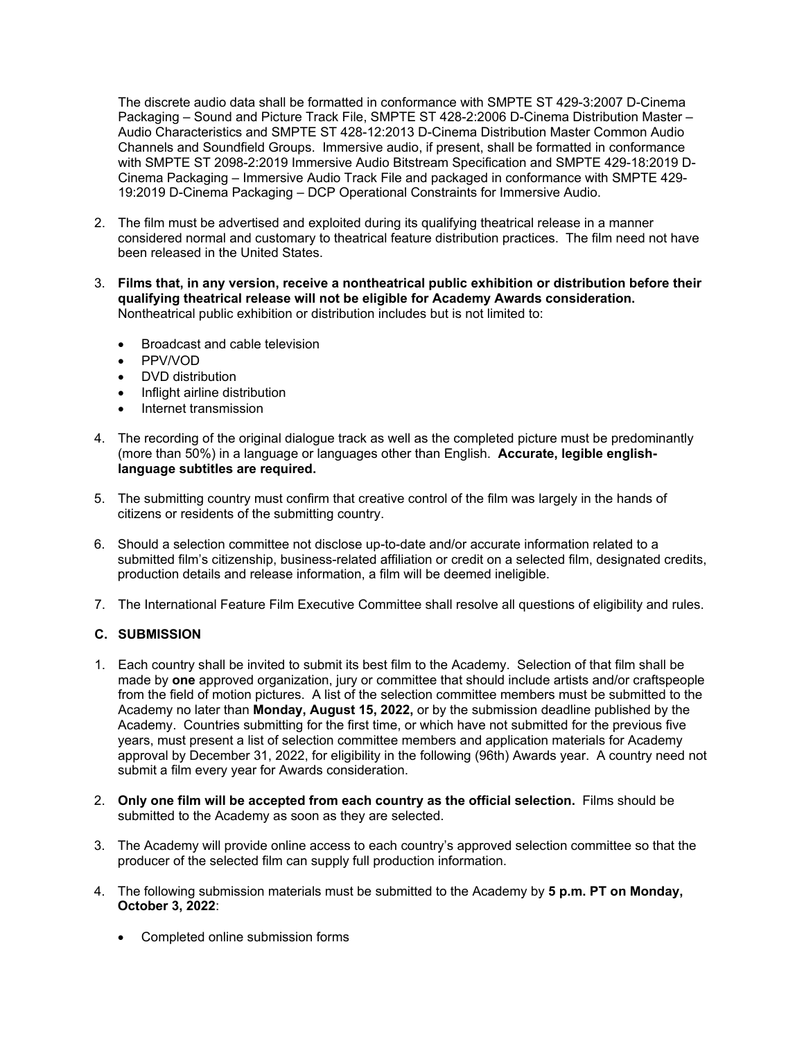The discrete audio data shall be formatted in conformance with SMPTE ST 429-3:2007 D-Cinema Packaging – Sound and Picture Track File, SMPTE ST 428-2:2006 D-Cinema Distribution Master – Audio Characteristics and SMPTE ST 428-12:2013 D-Cinema Distribution Master Common Audio Channels and Soundfield Groups. Immersive audio, if present, shall be formatted in conformance with SMPTE ST 2098-2:2019 Immersive Audio Bitstream Specification and SMPTE 429-18:2019 D-Cinema Packaging – Immersive Audio Track File and packaged in conformance with SMPTE 429-19:2019 D-Cinema Packaging – DCP Operational Constraints for Immersive Audio.

2. The film must be advertised and exploited during its qualifying theatrical release in a manner considered normal and customary to theatrical feature distribution practices. The film need not have been released in the United States.

3. **Films that, in any version, receive a nontheatrical public exhibition or distribution before their qualifying theatrical release will not be eligible for Academy Awards consideration.** Nontheatrical public exhibition or distribution includes but is not limited to:

   - Broadcast and cable television
   - PPV/VOD
   - DVD distribution
   - Inflight airline distribution
   - Internet transmission

4. The recording of the original dialogue track as well as the completed picture must be predominantly (more than 50%) in a language or languages other than English. **Accurate, legible english-language subtitles are required.**

5. The submitting country must confirm that creative control of the film was largely in the hands of citizens or residents of the submitting country.

6. Should a selection committee not disclose up-to-date and/or accurate information related to a submitted film's citizenship, business-related affiliation or credit on a selected film, designated credits, production details and release information, a film will be deemed ineligible.

7. The International Feature Film Executive Committee shall resolve all questions of eligibility and rules.

### C. SUBMISSION

1. Each country shall be invited to submit its best film to the Academy. Selection of that film shall be made by **one** approved organization, jury or committee that should include artists and/or craftspeople from the field of motion pictures. A list of the selection committee members must be submitted to the Academy no later than **Monday, August 15, 2022,** or by the submission deadline published by the Academy. Countries submitting for the first time, or which have not submitted for the previous five years, must present a list of selection committee members and application materials for Academy approval by December 31, 2022, for eligibility in the following (96th) Awards year. A country need not submit a film every year for Awards consideration.

2. **Only one film will be accepted from each country as the official selection.** Films should be submitted to the Academy as soon as they are selected.

3. The Academy will provide online access to each country's approved selection committee so that the producer of the selected film can supply full production information.

4. The following submission materials must be submitted to the Academy by **5 p.m. PT on Monday, October 3, 2022**:

   - Completed online submission forms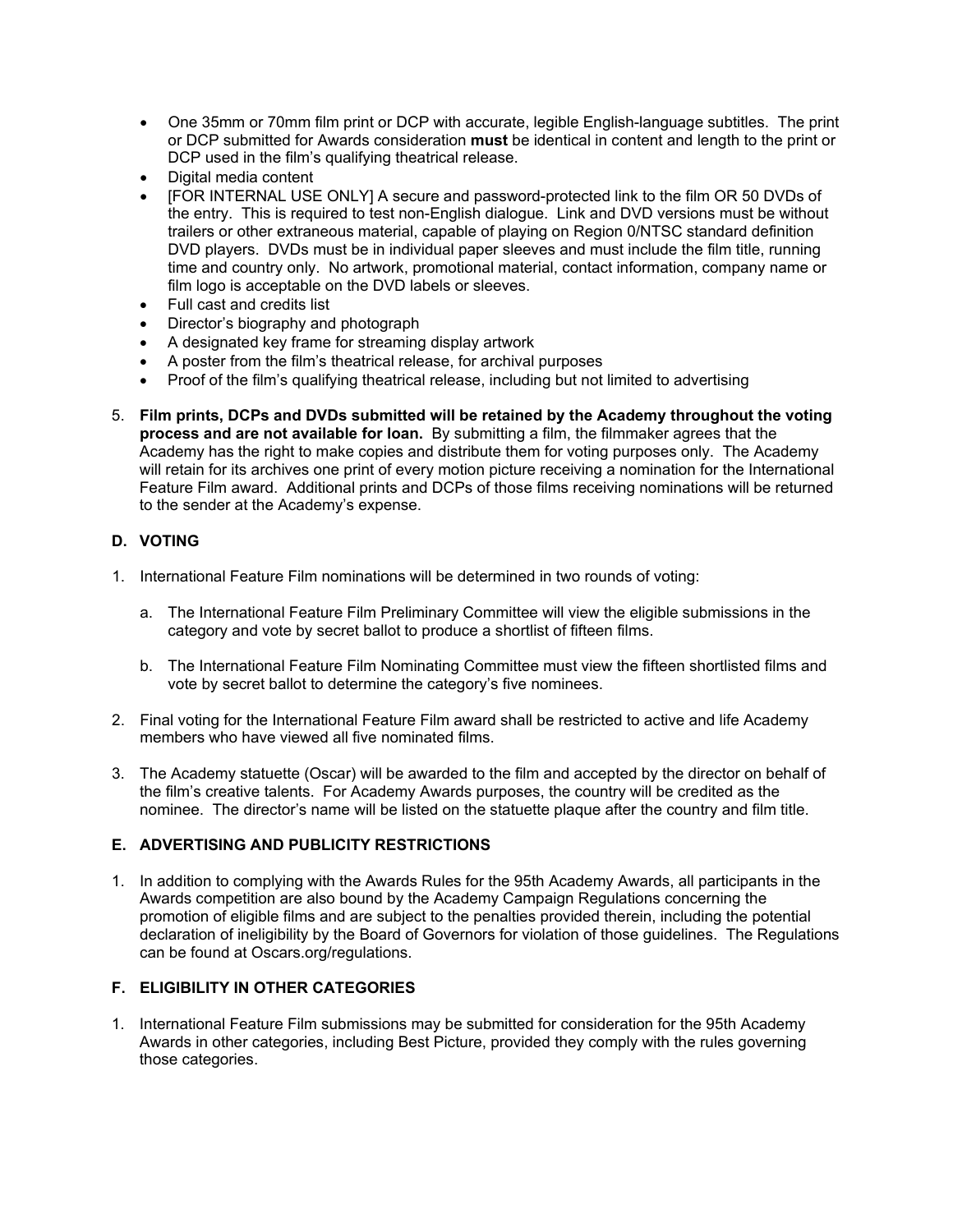- One 35mm or 70mm film print or DCP with accurate, legible English-language subtitles. The print or DCP submitted for Awards consideration **must** be identical in content and length to the print or DCP used in the film's qualifying theatrical release.
- Digital media content
- [FOR INTERNAL USE ONLY] A secure and password-protected link to the film OR 50 DVDs of the entry. This is required to test non-English dialogue. Link and DVD versions must be without trailers or other extraneous material, capable of playing on Region 0/NTSC standard definition DVD players. DVDs must be in individual paper sleeves and must include the film title, running time and country only. No artwork, promotional material, contact information, company name or film logo is acceptable on the DVD labels or sleeves.
- Full cast and credits list
- Director's biography and photograph
- A designated key frame for streaming display artwork
- A poster from the film's theatrical release, for archival purposes
- Proof of the film's qualifying theatrical release, including but not limited to advertising

5. **Film prints, DCPs and DVDs submitted will be retained by the Academy throughout the voting process and are not available for loan.** By submitting a film, the filmmaker agrees that the Academy has the right to make copies and distribute them for voting purposes only. The Academy will retain for its archives one print of every motion picture receiving a nomination for the International Feature Film award. Additional prints and DCPs of those films receiving nominations will be returned to the sender at the Academy's expense.

### D. VOTING

1. International Feature Film nominations will be determined in two rounds of voting:

   a. The International Feature Film Preliminary Committee will view the eligible submissions in the category and vote by secret ballot to produce a shortlist of fifteen films.

   b. The International Feature Film Nominating Committee must view the fifteen shortlisted films and vote by secret ballot to determine the category's five nominees.

2. Final voting for the International Feature Film award shall be restricted to active and life Academy members who have viewed all five nominated films.

3. The Academy statuette (Oscar) will be awarded to the film and accepted by the director on behalf of the film's creative talents. For Academy Awards purposes, the country will be credited as the nominee. The director's name will be listed on the statuette plaque after the country and film title.

### E. ADVERTISING AND PUBLICITY RESTRICTIONS

1. In addition to complying with the Awards Rules for the 95th Academy Awards, all participants in the Awards competition are also bound by the Academy Campaign Regulations concerning the promotion of eligible films and are subject to the penalties provided therein, including the potential declaration of ineligibility by the Board of Governors for violation of those guidelines. The Regulations can be found at Oscars.org/regulations.

### F. ELIGIBILITY IN OTHER CATEGORIES

1. International Feature Film submissions may be submitted for consideration for the 95th Academy Awards in other categories, including Best Picture, provided they comply with the rules governing those categories.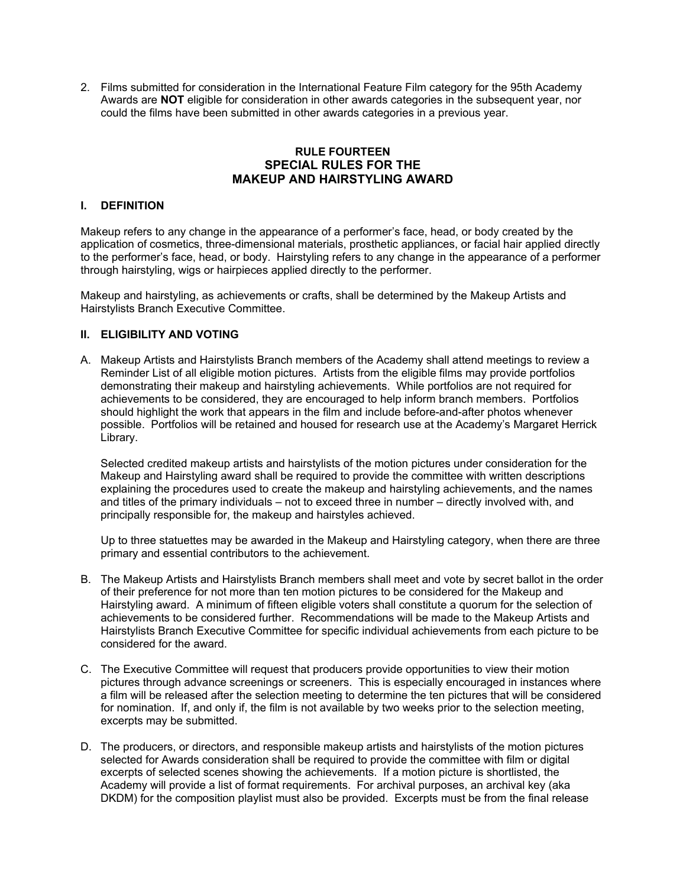2. Films submitted for consideration in the International Feature Film category for the 95th Academy Awards are **NOT** eligible for consideration in other awards categories in the subsequent year, nor could the films have been submitted in other awards categories in a previous year.

## RULE FOURTEEN
## SPECIAL RULES FOR THE MAKEUP AND HAIRSTYLING AWARD

### I. DEFINITION

Makeup refers to any change in the appearance of a performer's face, head, or body created by the application of cosmetics, three-dimensional materials, prosthetic appliances, or facial hair applied directly to the performer's face, head, or body. Hairstyling refers to any change in the appearance of a performer through hairstyling, wigs or hairpieces applied directly to the performer.

Makeup and hairstyling, as achievements or crafts, shall be determined by the Makeup Artists and Hairstylists Branch Executive Committee.

### II. ELIGIBILITY AND VOTING

A. Makeup Artists and Hairstylists Branch members of the Academy shall attend meetings to review a Reminder List of all eligible motion pictures. Artists from the eligible films may provide portfolios demonstrating their makeup and hairstyling achievements. While portfolios are not required for achievements to be considered, they are encouraged to help inform branch members. Portfolios should highlight the work that appears in the film and include before-and-after photos whenever possible. Portfolios will be retained and housed for research use at the Academy's Margaret Herrick Library.

   Selected credited makeup artists and hairstylists of the motion pictures under consideration for the Makeup and Hairstyling award shall be required to provide the committee with written descriptions explaining the procedures used to create the makeup and hairstyling achievements, and the names and titles of the primary individuals – not to exceed three in number – directly involved with, and principally responsible for, the makeup and hairstyles achieved.

   Up to three statuettes may be awarded in the Makeup and Hairstyling category, when there are three primary and essential contributors to the achievement.

B. The Makeup Artists and Hairstylists Branch members shall meet and vote by secret ballot in the order of their preference for not more than ten motion pictures to be considered for the Makeup and Hairstyling award. A minimum of fifteen eligible voters shall constitute a quorum for the selection of achievements to be considered further. Recommendations will be made to the Makeup Artists and Hairstylists Branch Executive Committee for specific individual achievements from each picture to be considered for the award.

C. The Executive Committee will request that producers provide opportunities to view their motion pictures through advance screenings or screeners. This is especially encouraged in instances where a film will be released after the selection meeting to determine the ten pictures that will be considered for nomination. If, and only if, the film is not available by two weeks prior to the selection meeting, excerpts may be submitted.

D. The producers, or directors, and responsible makeup artists and hairstylists of the motion pictures selected for Awards consideration shall be required to provide the committee with film or digital excerpts of selected scenes showing the achievements. If a motion picture is shortlisted, the Academy will provide a list of format requirements. For archival purposes, an archival key (aka DKDM) for the composition playlist must also be provided. Excerpts must be from the final release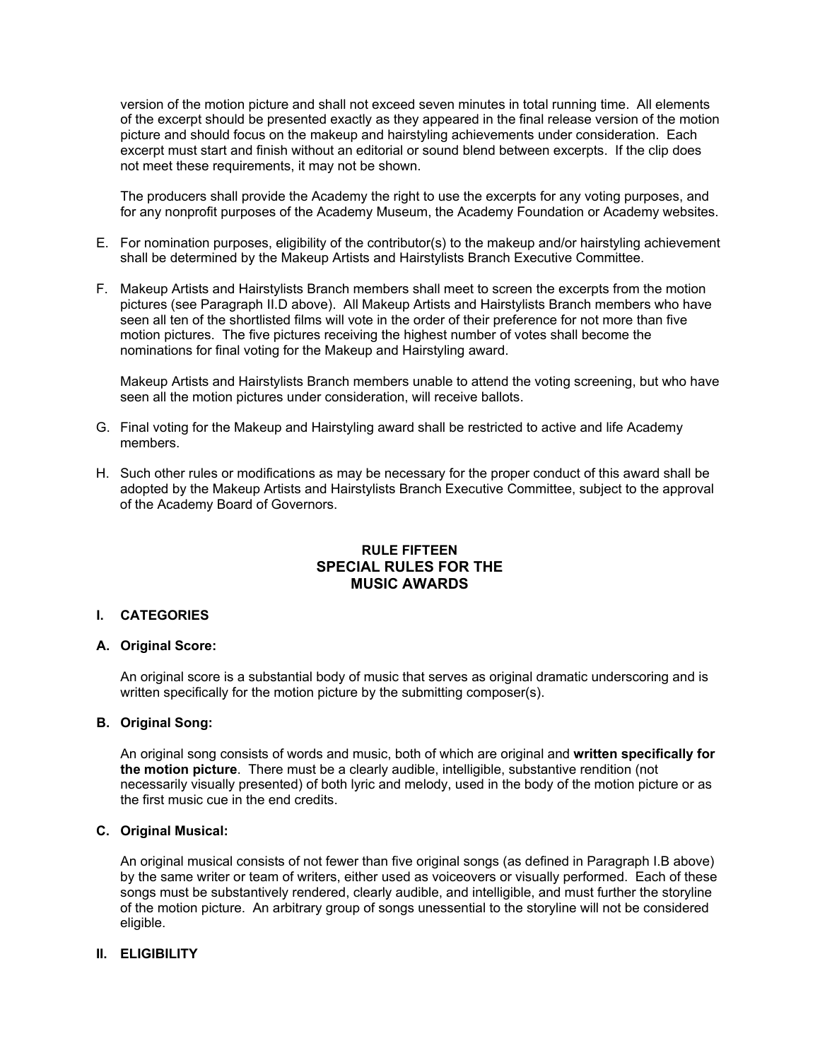version of the motion picture and shall not exceed seven minutes in total running time. All elements of the excerpt should be presented exactly as they appeared in the final release version of the motion picture and should focus on the makeup and hairstyling achievements under consideration. Each excerpt must start and finish without an editorial or sound blend between excerpts. If the clip does not meet these requirements, it may not be shown.

The producers shall provide the Academy the right to use the excerpts for any voting purposes, and for any nonprofit purposes of the Academy Museum, the Academy Foundation or Academy websites.

E. For nomination purposes, eligibility of the contributor(s) to the makeup and/or hairstyling achievement shall be determined by the Makeup Artists and Hairstylists Branch Executive Committee.

F. Makeup Artists and Hairstylists Branch members shall meet to screen the excerpts from the motion pictures (see Paragraph II.D above). All Makeup Artists and Hairstylists Branch members who have seen all ten of the shortlisted films will vote in the order of their preference for not more than five motion pictures. The five pictures receiving the highest number of votes shall become the nominations for final voting for the Makeup and Hairstyling award.

   Makeup Artists and Hairstylists Branch members unable to attend the voting screening, but who have seen all the motion pictures under consideration, will receive ballots.

G. Final voting for the Makeup and Hairstyling award shall be restricted to active and life Academy members.

H. Such other rules or modifications as may be necessary for the proper conduct of this award shall be adopted by the Makeup Artists and Hairstylists Branch Executive Committee, subject to the approval of the Academy Board of Governors.

# RULE FIFTEEN
# SPECIAL RULES FOR THE MUSIC AWARDS

## I. CATEGORIES

### A. Original Score:

An original score is a substantial body of music that serves as original dramatic underscoring and is written specifically for the motion picture by the submitting composer(s).

### B. Original Song:

An original song consists of words and music, both of which are original and **written specifically for the motion picture**. There must be a clearly audible, intelligible, substantive rendition (not necessarily visually presented) of both lyric and melody, used in the body of the motion picture or as the first music cue in the end credits.

### C. Original Musical:

An original musical consists of not fewer than five original songs (as defined in Paragraph I.B above) by the same writer or team of writers, either used as voiceovers or visually performed. Each of these songs must be substantively rendered, clearly audible, and intelligible, and must further the storyline of the motion picture. An arbitrary group of songs unessential to the storyline will not be considered eligible.

## II. ELIGIBILITY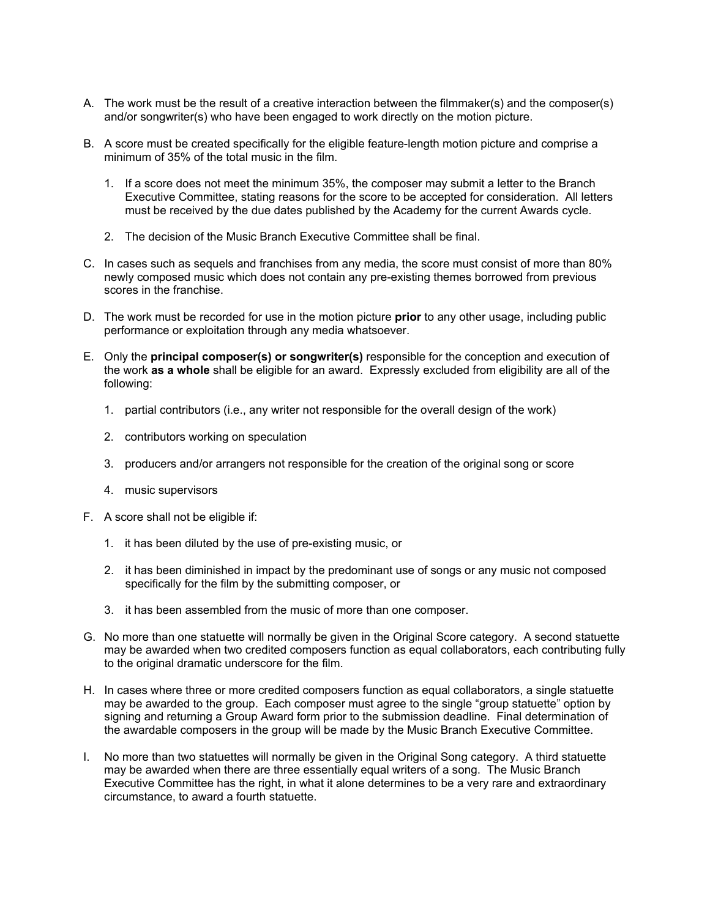A. The work must be the result of a creative interaction between the filmmaker(s) and the composer(s) and/or songwriter(s) who have been engaged to work directly on the motion picture.

B. A score must be created specifically for the eligible feature-length motion picture and comprise a minimum of 35% of the total music in the film.

   1. If a score does not meet the minimum 35%, the composer may submit a letter to the Branch Executive Committee, stating reasons for the score to be accepted for consideration. All letters must be received by the due dates published by the Academy for the current Awards cycle.

   2. The decision of the Music Branch Executive Committee shall be final.

C. In cases such as sequels and franchises from any media, the score must consist of more than 80% newly composed music which does not contain any pre-existing themes borrowed from previous scores in the franchise.

D. The work must be recorded for use in the motion picture **prior** to any other usage, including public performance or exploitation through any media whatsoever.

E. Only the **principal composer(s) or songwriter(s)** responsible for the conception and execution of the work **as a whole** shall be eligible for an award. Expressly excluded from eligibility are all of the following:

   1. partial contributors (i.e., any writer not responsible for the overall design of the work)

   2. contributors working on speculation

   3. producers and/or arrangers not responsible for the creation of the original song or score

   4. music supervisors

F. A score shall not be eligible if:

   1. it has been diluted by the use of pre-existing music, or

   2. it has been diminished in impact by the predominant use of songs or any music not composed specifically for the film by the submitting composer, or

   3. it has been assembled from the music of more than one composer.

G. No more than one statuette will normally be given in the Original Score category. A second statuette may be awarded when two credited composers function as equal collaborators, each contributing fully to the original dramatic underscore for the film.

H. In cases where three or more credited composers function as equal collaborators, a single statuette may be awarded to the group. Each composer must agree to the single "group statuette" option by signing and returning a Group Award form prior to the submission deadline. Final determination of the awardable composers in the group will be made by the Music Branch Executive Committee.

I. No more than two statuettes will normally be given in the Original Song category. A third statuette may be awarded when there are three essentially equal writers of a song. The Music Branch Executive Committee has the right, in what it alone determines to be a very rare and extraordinary circumstance, to award a fourth statuette.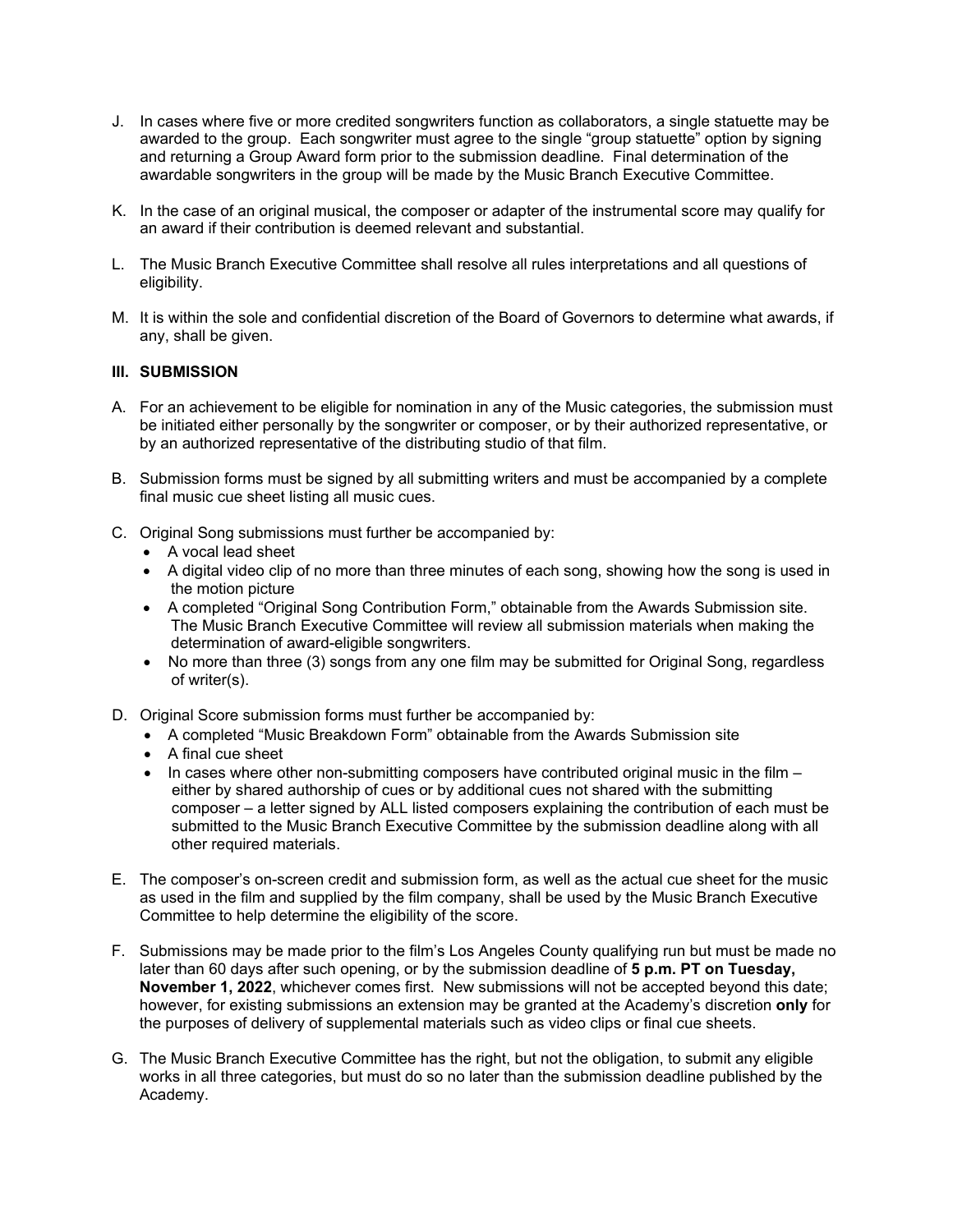J. In cases where five or more credited songwriters function as collaborators, a single statuette may be awarded to the group. Each songwriter must agree to the single "group statuette" option by signing and returning a Group Award form prior to the submission deadline. Final determination of the awardable songwriters in the group will be made by the Music Branch Executive Committee.

K. In the case of an original musical, the composer or adapter of the instrumental score may qualify for an award if their contribution is deemed relevant and substantial.

L. The Music Branch Executive Committee shall resolve all rules interpretations and all questions of eligibility.

M. It is within the sole and confidential discretion of the Board of Governors to determine what awards, if any, shall be given.

**III. SUBMISSION**

A. For an achievement to be eligible for nomination in any of the Music categories, the submission must be initiated either personally by the songwriter or composer, or by their authorized representative, or by an authorized representative of the distributing studio of that film.

B. Submission forms must be signed by all submitting writers and must be accompanied by a complete final music cue sheet listing all music cues.

C. Original Song submissions must further be accompanied by:
- A vocal lead sheet
- A digital video clip of no more than three minutes of each song, showing how the song is used in the motion picture
- A completed "Original Song Contribution Form," obtainable from the Awards Submission site. The Music Branch Executive Committee will review all submission materials when making the determination of award-eligible songwriters.
- No more than three (3) songs from any one film may be submitted for Original Song, regardless of writer(s).

D. Original Score submission forms must further be accompanied by:
- A completed "Music Breakdown Form" obtainable from the Awards Submission site
- A final cue sheet
- In cases where other non-submitting composers have contributed original music in the film – either by shared authorship of cues or by additional cues not shared with the submitting composer – a letter signed by ALL listed composers explaining the contribution of each must be submitted to the Music Branch Executive Committee by the submission deadline along with all other required materials.

E. The composer's on-screen credit and submission form, as well as the actual cue sheet for the music as used in the film and supplied by the film company, shall be used by the Music Branch Executive Committee to help determine the eligibility of the score.

F. Submissions may be made prior to the film's Los Angeles County qualifying run but must be made no later than 60 days after such opening, or by the submission deadline of **5 p.m. PT on Tuesday, November 1, 2022**, whichever comes first. New submissions will not be accepted beyond this date; however, for existing submissions an extension may be granted at the Academy's discretion **only** for the purposes of delivery of supplemental materials such as video clips or final cue sheets.

G. The Music Branch Executive Committee has the right, but not the obligation, to submit any eligible works in all three categories, but must do so no later than the submission deadline published by the Academy.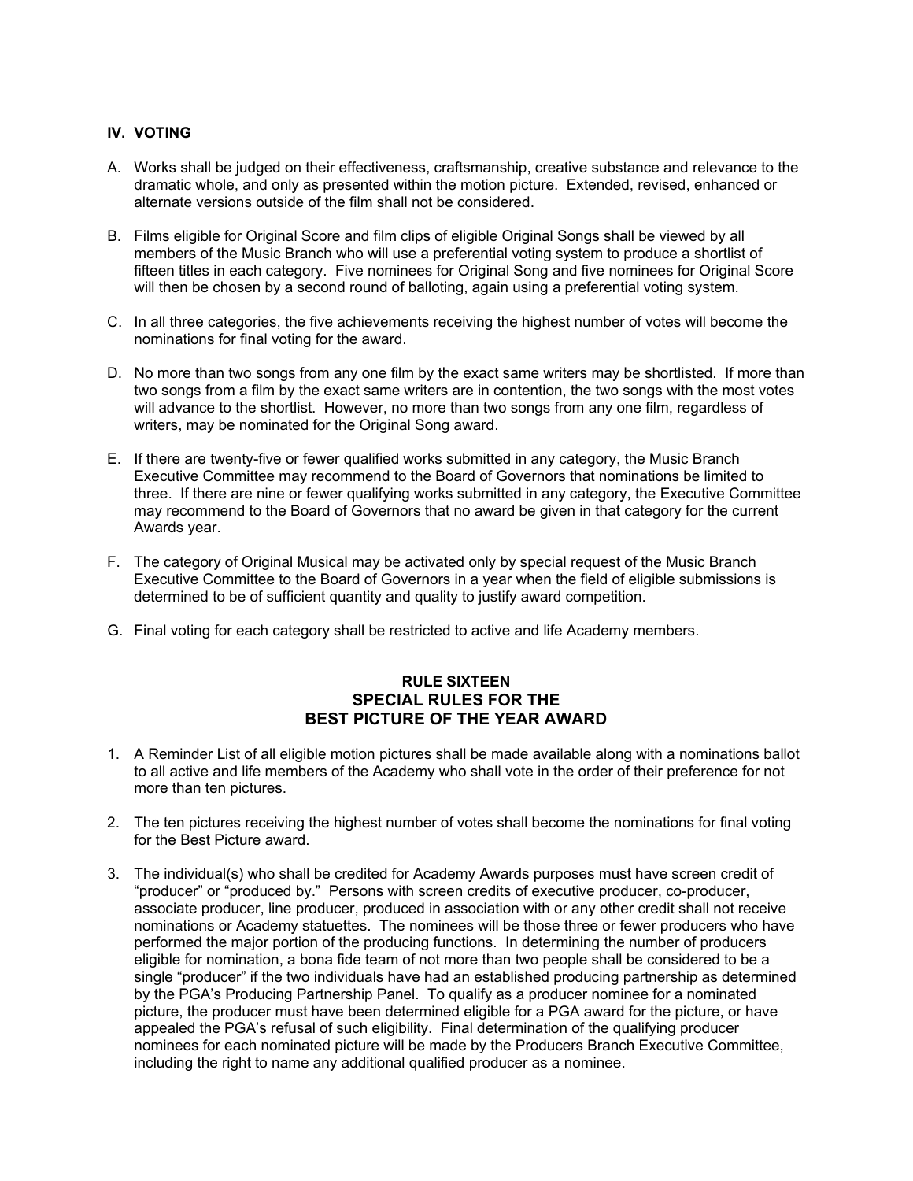### IV. VOTING

A. Works shall be judged on their effectiveness, craftsmanship, creative substance and relevance to the dramatic whole, and only as presented within the motion picture. Extended, revised, enhanced or alternate versions outside of the film shall not be considered.

B. Films eligible for Original Score and film clips of eligible Original Songs shall be viewed by all members of the Music Branch who will use a preferential voting system to produce a shortlist of fifteen titles in each category. Five nominees for Original Song and five nominees for Original Score will then be chosen by a second round of balloting, again using a preferential voting system.

C. In all three categories, the five achievements receiving the highest number of votes will become the nominations for final voting for the award.

D. No more than two songs from any one film by the exact same writers may be shortlisted. If more than two songs from a film by the exact same writers are in contention, the two songs with the most votes will advance to the shortlist. However, no more than two songs from any one film, regardless of writers, may be nominated for the Original Song award.

E. If there are twenty-five or fewer qualified works submitted in any category, the Music Branch Executive Committee may recommend to the Board of Governors that nominations be limited to three. If there are nine or fewer qualifying works submitted in any category, the Executive Committee may recommend to the Board of Governors that no award be given in that category for the current Awards year.

F. The category of Original Musical may be activated only by special request of the Music Branch Executive Committee to the Board of Governors in a year when the field of eligible submissions is determined to be of sufficient quantity and quality to justify award competition.

G. Final voting for each category shall be restricted to active and life Academy members.

## RULE SIXTEEN
## SPECIAL RULES FOR THE BEST PICTURE OF THE YEAR AWARD

1. A Reminder List of all eligible motion pictures shall be made available along with a nominations ballot to all active and life members of the Academy who shall vote in the order of their preference for not more than ten pictures.

2. The ten pictures receiving the highest number of votes shall become the nominations for final voting for the Best Picture award.

3. The individual(s) who shall be credited for Academy Awards purposes must have screen credit of "producer" or "produced by." Persons with screen credits of executive producer, co-producer, associate producer, line producer, produced in association with or any other credit shall not receive nominations or Academy statuettes. The nominees will be those three or fewer producers who have performed the major portion of the producing functions. In determining the number of producers eligible for nomination, a bona fide team of not more than two people shall be considered to be a single "producer" if the two individuals have had an established producing partnership as determined by the PGA's Producing Partnership Panel. To qualify as a producer nominee for a nominated picture, the producer must have been determined eligible for a PGA award for the picture, or have appealed the PGA's refusal of such eligibility. Final determination of the qualifying producer nominees for each nominated picture will be made by the Producers Branch Executive Committee, including the right to name any additional qualified producer as a nominee.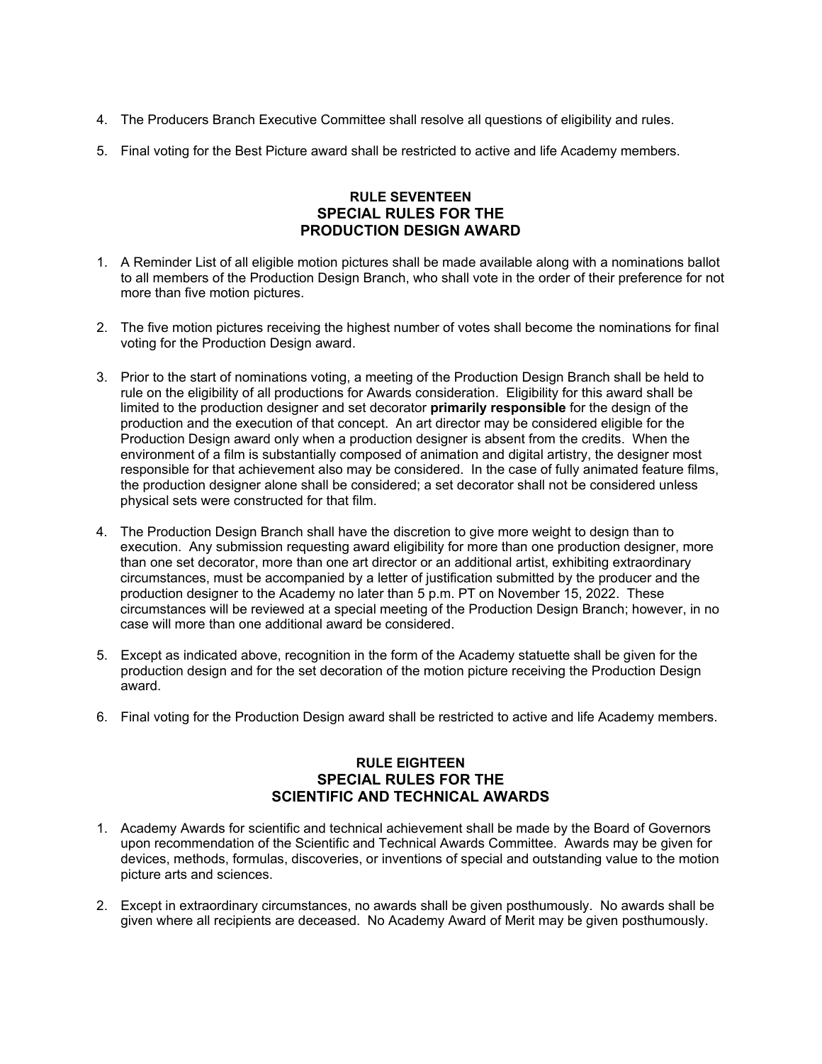4. The Producers Branch Executive Committee shall resolve all questions of eligibility and rules.

5. Final voting for the Best Picture award shall be restricted to active and life Academy members.

## RULE SEVENTEEN
## SPECIAL RULES FOR THE
## PRODUCTION DESIGN AWARD

1. A Reminder List of all eligible motion pictures shall be made available along with a nominations ballot to all members of the Production Design Branch, who shall vote in the order of their preference for not more than five motion pictures.

2. The five motion pictures receiving the highest number of votes shall become the nominations for final voting for the Production Design award.

3. Prior to the start of nominations voting, a meeting of the Production Design Branch shall be held to rule on the eligibility of all productions for Awards consideration. Eligibility for this award shall be limited to the production designer and set decorator **primarily responsible** for the design of the production and the execution of that concept. An art director may be considered eligible for the Production Design award only when a production designer is absent from the credits. When the environment of a film is substantially composed of animation and digital artistry, the designer most responsible for that achievement also may be considered. In the case of fully animated feature films, the production designer alone shall be considered; a set decorator shall not be considered unless physical sets were constructed for that film.

4. The Production Design Branch shall have the discretion to give more weight to design than to execution. Any submission requesting award eligibility for more than one production designer, more than one set decorator, more than one art director or an additional artist, exhibiting extraordinary circumstances, must be accompanied by a letter of justification submitted by the producer and the production designer to the Academy no later than 5 p.m. PT on November 15, 2022. These circumstances will be reviewed at a special meeting of the Production Design Branch; however, in no case will more than one additional award be considered.

5. Except as indicated above, recognition in the form of the Academy statuette shall be given for the production design and for the set decoration of the motion picture receiving the Production Design award.

6. Final voting for the Production Design award shall be restricted to active and life Academy members.

## RULE EIGHTEEN
## SPECIAL RULES FOR THE
## SCIENTIFIC AND TECHNICAL AWARDS

1. Academy Awards for scientific and technical achievement shall be made by the Board of Governors upon recommendation of the Scientific and Technical Awards Committee. Awards may be given for devices, methods, formulas, discoveries, or inventions of special and outstanding value to the motion picture arts and sciences.

2. Except in extraordinary circumstances, no awards shall be given posthumously. No awards shall be given where all recipients are deceased. No Academy Award of Merit may be given posthumously.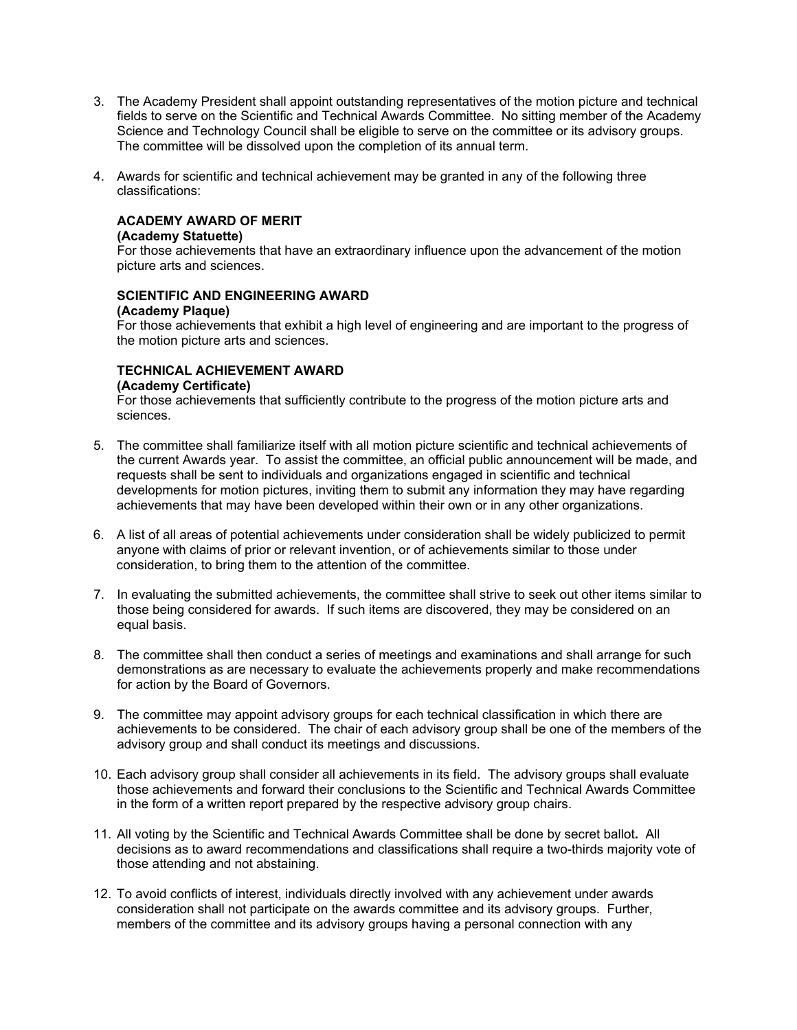3. The Academy President shall appoint outstanding representatives of the motion picture and technical fields to serve on the Scientific and Technical Awards Committee. No sitting member of the Academy Science and Technology Council shall be eligible to serve on the committee or its advisory groups. The committee will be dissolved upon the completion of its annual term.

4. Awards for scientific and technical achievement may be granted in any of the following three classifications:

   **ACADEMY AWARD OF MERIT**
   **(Academy Statuette)**
   For those achievements that have an extraordinary influence upon the advancement of the motion picture arts and sciences.

   **SCIENTIFIC AND ENGINEERING AWARD**
   **(Academy Plaque)**
   For those achievements that exhibit a high level of engineering and are important to the progress of the motion picture arts and sciences.

   **TECHNICAL ACHIEVEMENT AWARD**
   **(Academy Certificate)**
   For those achievements that sufficiently contribute to the progress of the motion picture arts and sciences.

5. The committee shall familiarize itself with all motion picture scientific and technical achievements of the current Awards year. To assist the committee, an official public announcement will be made, and requests shall be sent to individuals and organizations engaged in scientific and technical developments for motion pictures, inviting them to submit any information they may have regarding achievements that may have been developed within their own or in any other organizations.

6. A list of all areas of potential achievements under consideration shall be widely publicized to permit anyone with claims of prior or relevant invention, or of achievements similar to those under consideration, to bring them to the attention of the committee.

7. In evaluating the submitted achievements, the committee shall strive to seek out other items similar to those being considered for awards. If such items are discovered, they may be considered on an equal basis.

8. The committee shall then conduct a series of meetings and examinations and shall arrange for such demonstrations as are necessary to evaluate the achievements properly and make recommendations for action by the Board of Governors.

9. The committee may appoint advisory groups for each technical classification in which there are achievements to be considered. The chair of each advisory group shall be one of the members of the advisory group and shall conduct its meetings and discussions.

10. Each advisory group shall consider all achievements in its field. The advisory groups shall evaluate those achievements and forward their conclusions to the Scientific and Technical Awards Committee in the form of a written report prepared by the respective advisory group chairs.

11. All voting by the Scientific and Technical Awards Committee shall be done by secret ballot. All decisions as to award recommendations and classifications shall require a two-thirds majority vote of those attending and not abstaining.

12. To avoid conflicts of interest, individuals directly involved with any achievement under awards consideration shall not participate on the awards committee and its advisory groups. Further, members of the committee and its advisory groups having a personal connection with any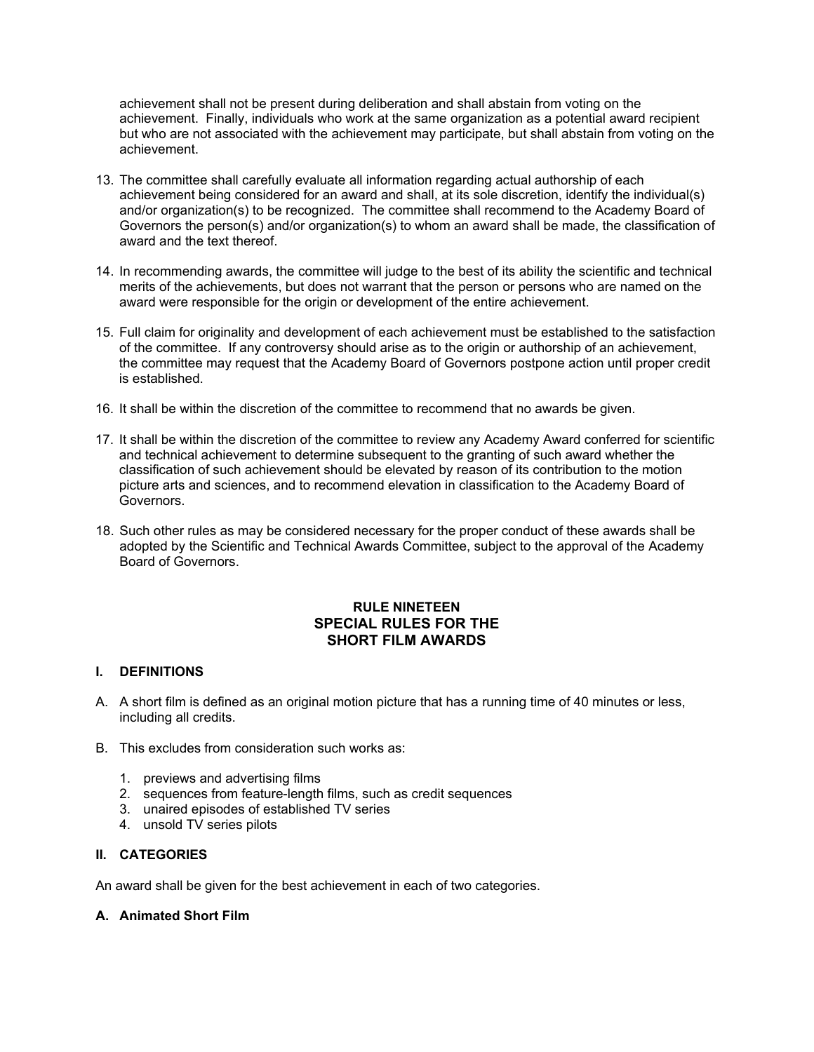achievement shall not be present during deliberation and shall abstain from voting on the achievement. Finally, individuals who work at the same organization as a potential award recipient but who are not associated with the achievement may participate, but shall abstain from voting on the achievement.

13. The committee shall carefully evaluate all information regarding actual authorship of each achievement being considered for an award and shall, at its sole discretion, identify the individual(s) and/or organization(s) to be recognized. The committee shall recommend to the Academy Board of Governors the person(s) and/or organization(s) to whom an award shall be made, the classification of award and the text thereof.

14. In recommending awards, the committee will judge to the best of its ability the scientific and technical merits of the achievements, but does not warrant that the person or persons who are named on the award were responsible for the origin or development of the entire achievement.

15. Full claim for originality and development of each achievement must be established to the satisfaction of the committee. If any controversy should arise as to the origin or authorship of an achievement, the committee may request that the Academy Board of Governors postpone action until proper credit is established.

16. It shall be within the discretion of the committee to recommend that no awards be given.

17. It shall be within the discretion of the committee to review any Academy Award conferred for scientific and technical achievement to determine subsequent to the granting of such award whether the classification of such achievement should be elevated by reason of its contribution to the motion picture arts and sciences, and to recommend elevation in classification to the Academy Board of Governors.

18. Such other rules as may be considered necessary for the proper conduct of these awards shall be adopted by the Scientific and Technical Awards Committee, subject to the approval of the Academy Board of Governors.

## RULE NINETEEN
## SPECIAL RULES FOR THE SHORT FILM AWARDS

### I. DEFINITIONS

A. A short film is defined as an original motion picture that has a running time of 40 minutes or less, including all credits.

B. This excludes from consideration such works as:

   1. previews and advertising films
   2. sequences from feature-length films, such as credit sequences
   3. unaired episodes of established TV series
   4. unsold TV series pilots

### II. CATEGORIES

An award shall be given for the best achievement in each of two categories.

**A. Animated Short Film**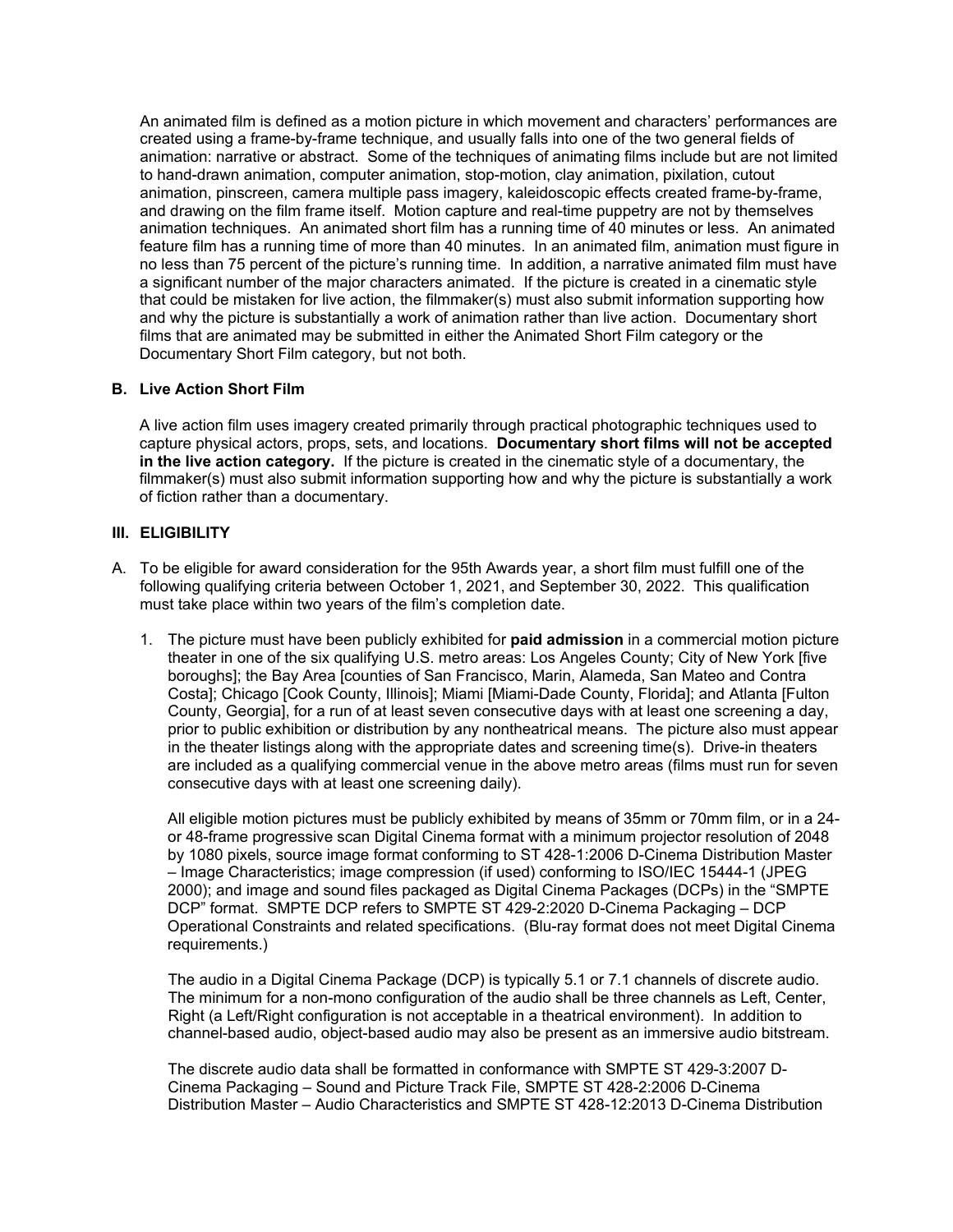An animated film is defined as a motion picture in which movement and characters' performances are created using a frame-by-frame technique, and usually falls into one of the two general fields of animation: narrative or abstract. Some of the techniques of animating films include but are not limited to hand-drawn animation, computer animation, stop-motion, clay animation, pixilation, cutout animation, pinscreen, camera multiple pass imagery, kaleidoscopic effects created frame-by-frame, and drawing on the film frame itself. Motion capture and real-time puppetry are not by themselves animation techniques. An animated short film has a running time of 40 minutes or less. An animated feature film has a running time of more than 40 minutes. In an animated film, animation must figure in no less than 75 percent of the picture's running time. In addition, a narrative animated film must have a significant number of the major characters animated. If the picture is created in a cinematic style that could be mistaken for live action, the filmmaker(s) must also submit information supporting how and why the picture is substantially a work of animation rather than live action. Documentary short films that are animated may be submitted in either the Animated Short Film category or the Documentary Short Film category, but not both.

### B. Live Action Short Film

A live action film uses imagery created primarily through practical photographic techniques used to capture physical actors, props, sets, and locations. **Documentary short films will not be accepted in the live action category.** If the picture is created in the cinematic style of a documentary, the filmmaker(s) must also submit information supporting how and why the picture is substantially a work of fiction rather than a documentary.

## III. ELIGIBILITY

A. To be eligible for award consideration for the 95th Awards year, a short film must fulfill one of the following qualifying criteria between October 1, 2021, and September 30, 2022. This qualification must take place within two years of the film's completion date.

1. The picture must have been publicly exhibited for **paid admission** in a commercial motion picture theater in one of the six qualifying U.S. metro areas: Los Angeles County; City of New York [five boroughs]; the Bay Area [counties of San Francisco, Marin, Alameda, San Mateo and Contra Costa]; Chicago [Cook County, Illinois]; Miami [Miami-Dade County, Florida]; and Atlanta [Fulton County, Georgia], for a run of at least seven consecutive days with at least one screening a day, prior to public exhibition or distribution by any nontheatrical means. The picture also must appear in the theater listings along with the appropriate dates and screening time(s). Drive-in theaters are included as a qualifying commercial venue in the above metro areas (films must run for seven consecutive days with at least one screening daily).

   All eligible motion pictures must be publicly exhibited by means of 35mm or 70mm film, or in a 24- or 48-frame progressive scan Digital Cinema format with a minimum projector resolution of 2048 by 1080 pixels, source image format conforming to ST 428-1:2006 D-Cinema Distribution Master – Image Characteristics; image compression (if used) conforming to ISO/IEC 15444-1 (JPEG 2000); and image and sound files packaged as Digital Cinema Packages (DCPs) in the "SMPTE DCP" format. SMPTE DCP refers to SMPTE ST 429-2:2020 D-Cinema Packaging – DCP Operational Constraints and related specifications. (Blu-ray format does not meet Digital Cinema requirements.)

   The audio in a Digital Cinema Package (DCP) is typically 5.1 or 7.1 channels of discrete audio. The minimum for a non-mono configuration of the audio shall be three channels as Left, Center, Right (a Left/Right configuration is not acceptable in a theatrical environment). In addition to channel-based audio, object-based audio may also be present as an immersive audio bitstream.

   The discrete audio data shall be formatted in conformance with SMPTE ST 429-3:2007 D-Cinema Packaging – Sound and Picture Track File, SMPTE ST 428-2:2006 D-Cinema Distribution Master – Audio Characteristics and SMPTE ST 428-12:2013 D-Cinema Distribution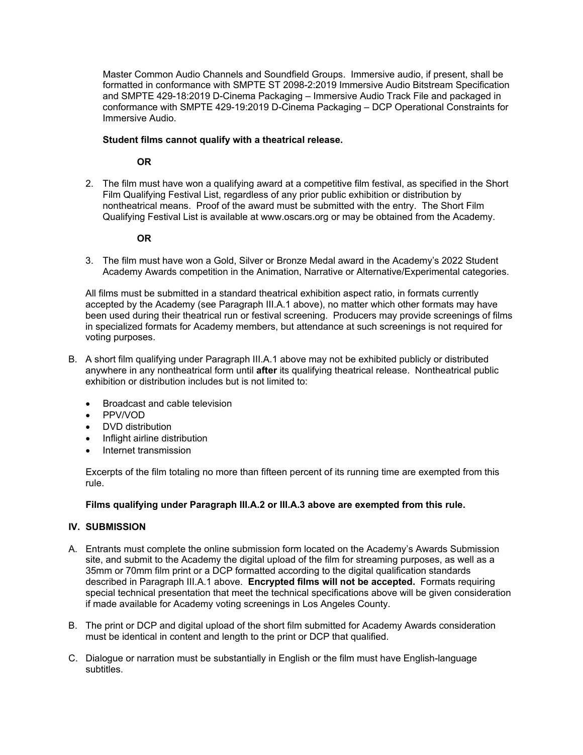Master Common Audio Channels and Soundfield Groups. Immersive audio, if present, shall be formatted in conformance with SMPTE ST 2098-2:2019 Immersive Audio Bitstream Specification and SMPTE 429-18:2019 D-Cinema Packaging – Immersive Audio Track File and packaged in conformance with SMPTE 429-19:2019 D-Cinema Packaging – DCP Operational Constraints for Immersive Audio.

**Student films cannot qualify with a theatrical release.**

**OR**

2. The film must have won a qualifying award at a competitive film festival, as specified in the Short Film Qualifying Festival List, regardless of any prior public exhibition or distribution by nontheatrical means. Proof of the award must be submitted with the entry. The Short Film Qualifying Festival List is available at www.oscars.org or may be obtained from the Academy.

**OR**

3. The film must have won a Gold, Silver or Bronze Medal award in the Academy's 2022 Student Academy Awards competition in the Animation, Narrative or Alternative/Experimental categories.

All films must be submitted in a standard theatrical exhibition aspect ratio, in formats currently accepted by the Academy (see Paragraph III.A.1 above), no matter which other formats may have been used during their theatrical run or festival screening. Producers may provide screenings of films in specialized formats for Academy members, but attendance at such screenings is not required for voting purposes.

B. A short film qualifying under Paragraph III.A.1 above may not be exhibited publicly or distributed anywhere in any nontheatrical form until **after** its qualifying theatrical release. Nontheatrical public exhibition or distribution includes but is not limited to:

- Broadcast and cable television
- PPV/VOD
- DVD distribution
- Inflight airline distribution
- Internet transmission

Excerpts of the film totaling no more than fifteen percent of its running time are exempted from this rule.

**Films qualifying under Paragraph III.A.2 or III.A.3 above are exempted from this rule.**

## IV. SUBMISSION

A. Entrants must complete the online submission form located on the Academy's Awards Submission site, and submit to the Academy the digital upload of the film for streaming purposes, as well as a 35mm or 70mm film print or a DCP formatted according to the digital qualification standards described in Paragraph III.A.1 above. **Encrypted films will not be accepted.** Formats requiring special technical presentation that meet the technical specifications above will be given consideration if made available for Academy voting screenings in Los Angeles County.

B. The print or DCP and digital upload of the short film submitted for Academy Awards consideration must be identical in content and length to the print or DCP that qualified.

C. Dialogue or narration must be substantially in English or the film must have English-language subtitles.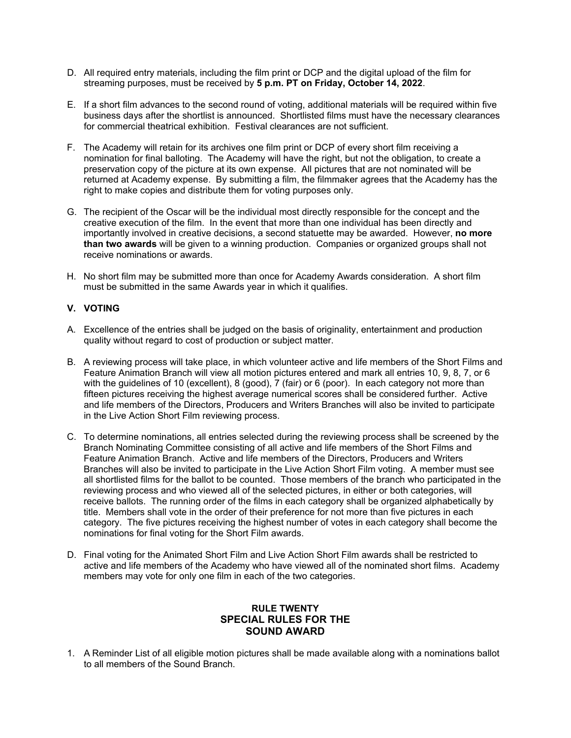D. All required entry materials, including the film print or DCP and the digital upload of the film for streaming purposes, must be received by **5 p.m. PT on Friday, October 14, 2022**.

E. If a short film advances to the second round of voting, additional materials will be required within five business days after the shortlist is announced. Shortlisted films must have the necessary clearances for commercial theatrical exhibition. Festival clearances are not sufficient.

F. The Academy will retain for its archives one film print or DCP of every short film receiving a nomination for final balloting. The Academy will have the right, but not the obligation, to create a preservation copy of the picture at its own expense. All pictures that are not nominated will be returned at Academy expense. By submitting a film, the filmmaker agrees that the Academy has the right to make copies and distribute them for voting purposes only.

G. The recipient of the Oscar will be the individual most directly responsible for the concept and the creative execution of the film. In the event that more than one individual has been directly and importantly involved in creative decisions, a second statuette may be awarded. However, **no more than two awards** will be given to a winning production. Companies or organized groups shall not receive nominations or awards.

H. No short film may be submitted more than once for Academy Awards consideration. A short film must be submitted in the same Awards year in which it qualifies.

### V. VOTING

A. Excellence of the entries shall be judged on the basis of originality, entertainment and production quality without regard to cost of production or subject matter.

B. A reviewing process will take place, in which volunteer active and life members of the Short Films and Feature Animation Branch will view all motion pictures entered and mark all entries 10, 9, 8, 7, or 6 with the guidelines of 10 (excellent), 8 (good), 7 (fair) or 6 (poor). In each category not more than fifteen pictures receiving the highest average numerical scores shall be considered further. Active and life members of the Directors, Producers and Writers Branches will also be invited to participate in the Live Action Short Film reviewing process.

C. To determine nominations, all entries selected during the reviewing process shall be screened by the Branch Nominating Committee consisting of all active and life members of the Short Films and Feature Animation Branch. Active and life members of the Directors, Producers and Writers Branches will also be invited to participate in the Live Action Short Film voting. A member must see all shortlisted films for the ballot to be counted. Those members of the branch who participated in the reviewing process and who viewed all of the selected pictures, in either or both categories, will receive ballots. The running order of the films in each category shall be organized alphabetically by title. Members shall vote in the order of their preference for not more than five pictures in each category. The five pictures receiving the highest number of votes in each category shall become the nominations for final voting for the Short Film awards.

D. Final voting for the Animated Short Film and Live Action Short Film awards shall be restricted to active and life members of the Academy who have viewed all of the nominated short films. Academy members may vote for only one film in each of the two categories.

## RULE TWENTY
## SPECIAL RULES FOR THE SOUND AWARD

1. A Reminder List of all eligible motion pictures shall be made available along with a nominations ballot to all members of the Sound Branch.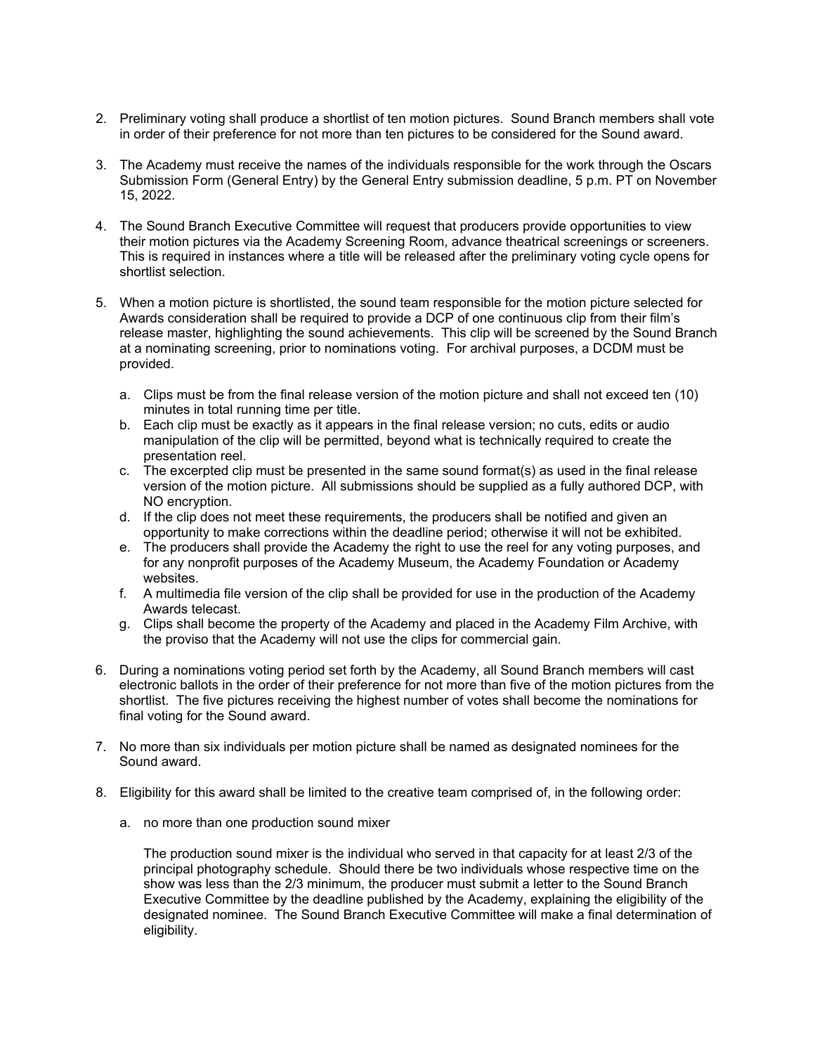2. Preliminary voting shall produce a shortlist of ten motion pictures. Sound Branch members shall vote in order of their preference for not more than ten pictures to be considered for the Sound award.

3. The Academy must receive the names of the individuals responsible for the work through the Oscars Submission Form (General Entry) by the General Entry submission deadline, 5 p.m. PT on November 15, 2022.

4. The Sound Branch Executive Committee will request that producers provide opportunities to view their motion pictures via the Academy Screening Room, advance theatrical screenings or screeners. This is required in instances where a title will be released after the preliminary voting cycle opens for shortlist selection.

5. When a motion picture is shortlisted, the sound team responsible for the motion picture selected for Awards consideration shall be required to provide a DCP of one continuous clip from their film's release master, highlighting the sound achievements. This clip will be screened by the Sound Branch at a nominating screening, prior to nominations voting. For archival purposes, a DCDM must be provided.

   a. Clips must be from the final release version of the motion picture and shall not exceed ten (10) minutes in total running time per title.
   b. Each clip must be exactly as it appears in the final release version; no cuts, edits or audio manipulation of the clip will be permitted, beyond what is technically required to create the presentation reel.
   c. The excerpted clip must be presented in the same sound format(s) as used in the final release version of the motion picture. All submissions should be supplied as a fully authored DCP, with NO encryption.
   d. If the clip does not meet these requirements, the producers shall be notified and given an opportunity to make corrections within the deadline period; otherwise it will not be exhibited.
   e. The producers shall provide the Academy the right to use the reel for any voting purposes, and for any nonprofit purposes of the Academy Museum, the Academy Foundation or Academy websites.
   f. A multimedia file version of the clip shall be provided for use in the production of the Academy Awards telecast.
   g. Clips shall become the property of the Academy and placed in the Academy Film Archive, with the proviso that the Academy will not use the clips for commercial gain.

6. During a nominations voting period set forth by the Academy, all Sound Branch members will cast electronic ballots in the order of their preference for not more than five of the motion pictures from the shortlist. The five pictures receiving the highest number of votes shall become the nominations for final voting for the Sound award.

7. No more than six individuals per motion picture shall be named as designated nominees for the Sound award.

8. Eligibility for this award shall be limited to the creative team comprised of, in the following order:

   a. no more than one production sound mixer

      The production sound mixer is the individual who served in that capacity for at least 2/3 of the principal photography schedule. Should there be two individuals whose respective time on the show was less than the 2/3 minimum, the producer must submit a letter to the Sound Branch Executive Committee by the deadline published by the Academy, explaining the eligibility of the designated nominee. The Sound Branch Executive Committee will make a final determination of eligibility.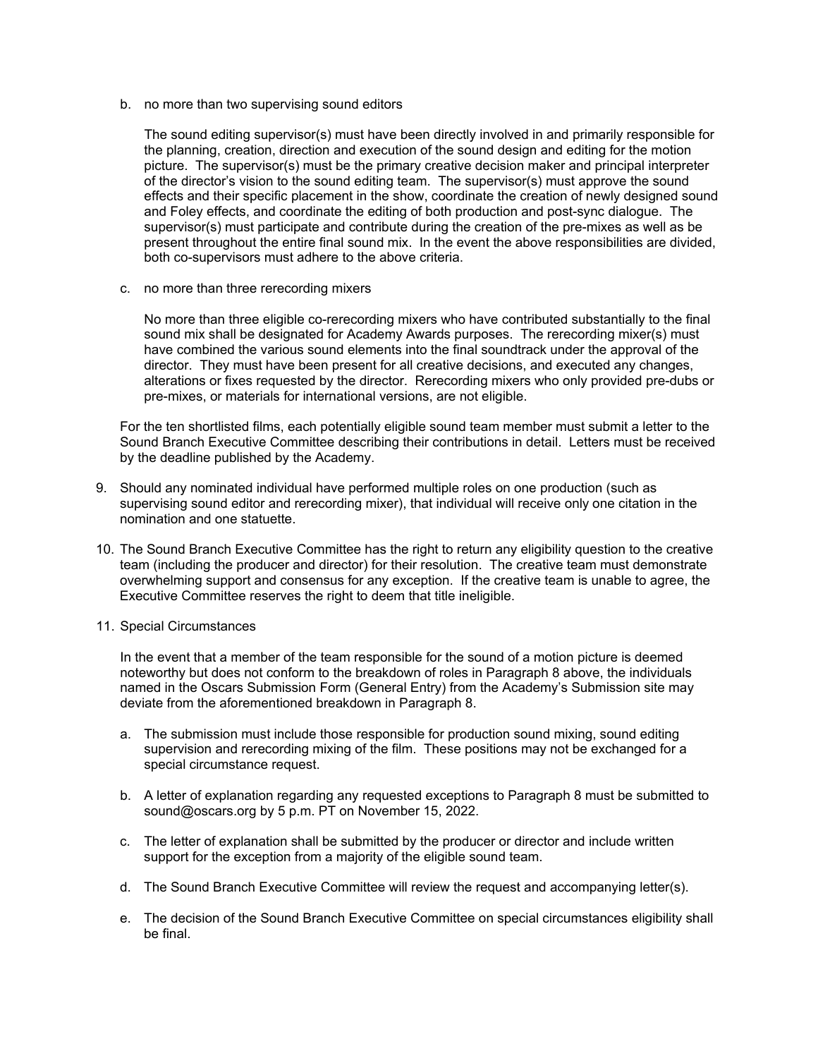b. no more than two supervising sound editors

   The sound editing supervisor(s) must have been directly involved in and primarily responsible for the planning, creation, direction and execution of the sound design and editing for the motion picture. The supervisor(s) must be the primary creative decision maker and principal interpreter of the director's vision to the sound editing team. The supervisor(s) must approve the sound effects and their specific placement in the show, coordinate the creation of newly designed sound and Foley effects, and coordinate the editing of both production and post-sync dialogue. The supervisor(s) must participate and contribute during the creation of the pre-mixes as well as be present throughout the entire final sound mix. In the event the above responsibilities are divided, both co-supervisors must adhere to the above criteria.

c. no more than three rerecording mixers

   No more than three eligible co-rerecording mixers who have contributed substantially to the final sound mix shall be designated for Academy Awards purposes. The rerecording mixer(s) must have combined the various sound elements into the final soundtrack under the approval of the director. They must have been present for all creative decisions, and executed any changes, alterations or fixes requested by the director. Rerecording mixers who only provided pre-dubs or pre-mixes, or materials for international versions, are not eligible.

For the ten shortlisted films, each potentially eligible sound team member must submit a letter to the Sound Branch Executive Committee describing their contributions in detail. Letters must be received by the deadline published by the Academy.

9. Should any nominated individual have performed multiple roles on one production (such as supervising sound editor and rerecording mixer), that individual will receive only one citation in the nomination and one statuette.

10. The Sound Branch Executive Committee has the right to return any eligibility question to the creative team (including the producer and director) for their resolution. The creative team must demonstrate overwhelming support and consensus for any exception. If the creative team is unable to agree, the Executive Committee reserves the right to deem that title ineligible.

11. Special Circumstances

    In the event that a member of the team responsible for the sound of a motion picture is deemed noteworthy but does not conform to the breakdown of roles in Paragraph 8 above, the individuals named in the Oscars Submission Form (General Entry) from the Academy's Submission site may deviate from the aforementioned breakdown in Paragraph 8.

    a. The submission must include those responsible for production sound mixing, sound editing supervision and rerecording mixing of the film. These positions may not be exchanged for a special circumstance request.

    b. A letter of explanation regarding any requested exceptions to Paragraph 8 must be submitted to sound@oscars.org by 5 p.m. PT on November 15, 2022.

    c. The letter of explanation shall be submitted by the producer or director and include written support for the exception from a majority of the eligible sound team.

    d. The Sound Branch Executive Committee will review the request and accompanying letter(s).

    e. The decision of the Sound Branch Executive Committee on special circumstances eligibility shall be final.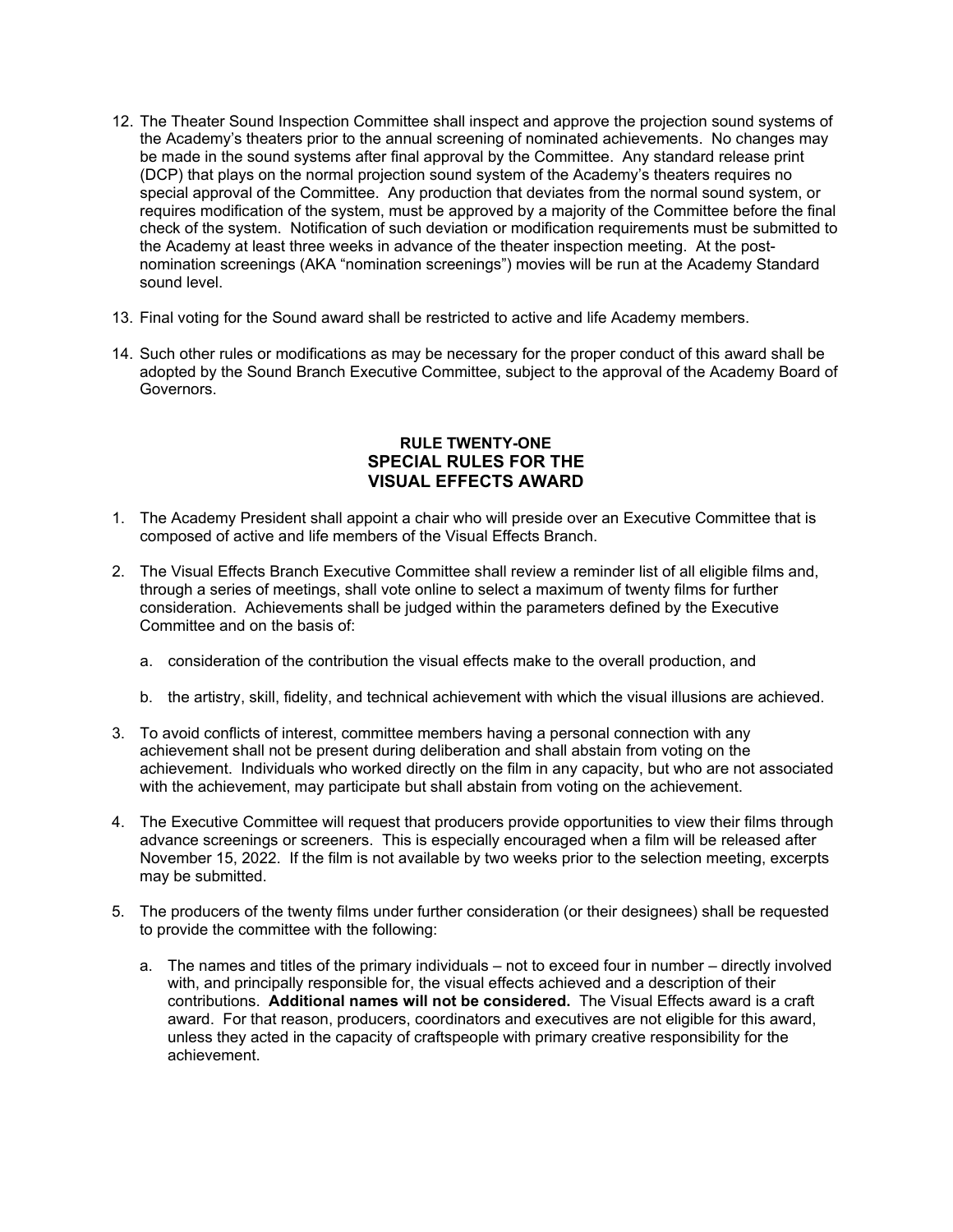12. The Theater Sound Inspection Committee shall inspect and approve the projection sound systems of the Academy's theaters prior to the annual screening of nominated achievements. No changes may be made in the sound systems after final approval by the Committee. Any standard release print (DCP) that plays on the normal projection sound system of the Academy's theaters requires no special approval of the Committee. Any production that deviates from the normal sound system, or requires modification of the system, must be approved by a majority of the Committee before the final check of the system. Notification of such deviation or modification requirements must be submitted to the Academy at least three weeks in advance of the theater inspection meeting. At the post-nomination screenings (AKA "nomination screenings") movies will be run at the Academy Standard sound level.

13. Final voting for the Sound award shall be restricted to active and life Academy members.

14. Such other rules or modifications as may be necessary for the proper conduct of this award shall be adopted by the Sound Branch Executive Committee, subject to the approval of the Academy Board of Governors.

## RULE TWENTY-ONE
## SPECIAL RULES FOR THE VISUAL EFFECTS AWARD

1. The Academy President shall appoint a chair who will preside over an Executive Committee that is composed of active and life members of the Visual Effects Branch.

2. The Visual Effects Branch Executive Committee shall review a reminder list of all eligible films and, through a series of meetings, shall vote online to select a maximum of twenty films for further consideration. Achievements shall be judged within the parameters defined by the Executive Committee and on the basis of:

   a. consideration of the contribution the visual effects make to the overall production, and

   b. the artistry, skill, fidelity, and technical achievement with which the visual illusions are achieved.

3. To avoid conflicts of interest, committee members having a personal connection with any achievement shall not be present during deliberation and shall abstain from voting on the achievement. Individuals who worked directly on the film in any capacity, but who are not associated with the achievement, may participate but shall abstain from voting on the achievement.

4. The Executive Committee will request that producers provide opportunities to view their films through advance screenings or screeners. This is especially encouraged when a film will be released after November 15, 2022. If the film is not available by two weeks prior to the selection meeting, excerpts may be submitted.

5. The producers of the twenty films under further consideration (or their designees) shall be requested to provide the committee with the following:

   a. The names and titles of the primary individuals – not to exceed four in number – directly involved with, and principally responsible for, the visual effects achieved and a description of their contributions. **Additional names will not be considered.** The Visual Effects award is a craft award. For that reason, producers, coordinators and executives are not eligible for this award, unless they acted in the capacity of craftspeople with primary creative responsibility for the achievement.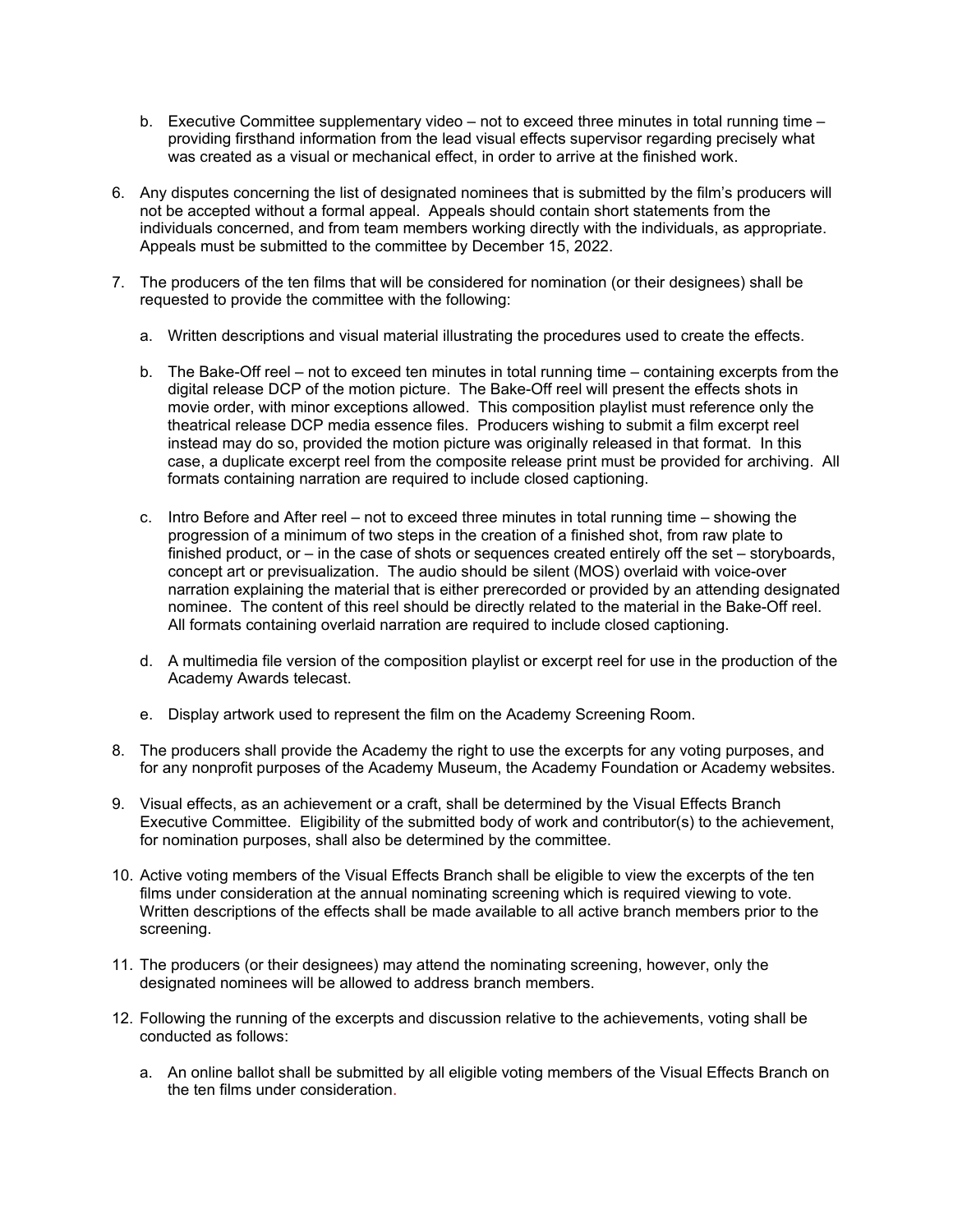b. Executive Committee supplementary video – not to exceed three minutes in total running time – providing firsthand information from the lead visual effects supervisor regarding precisely what was created as a visual or mechanical effect, in order to arrive at the finished work.

6. Any disputes concerning the list of designated nominees that is submitted by the film's producers will not be accepted without a formal appeal. Appeals should contain short statements from the individuals concerned, and from team members working directly with the individuals, as appropriate. Appeals must be submitted to the committee by December 15, 2022.

7. The producers of the ten films that will be considered for nomination (or their designees) shall be requested to provide the committee with the following:

   a. Written descriptions and visual material illustrating the procedures used to create the effects.

   b. The Bake-Off reel – not to exceed ten minutes in total running time – containing excerpts from the digital release DCP of the motion picture. The Bake-Off reel will present the effects shots in movie order, with minor exceptions allowed. This composition playlist must reference only the theatrical release DCP media essence files. Producers wishing to submit a film excerpt reel instead may do so, provided the motion picture was originally released in that format. In this case, a duplicate excerpt reel from the composite release print must be provided for archiving. All formats containing narration are required to include closed captioning.

   c. Intro Before and After reel – not to exceed three minutes in total running time – showing the progression of a minimum of two steps in the creation of a finished shot, from raw plate to finished product, or – in the case of shots or sequences created entirely off the set – storyboards, concept art or previsualization. The audio should be silent (MOS) overlaid with voice-over narration explaining the material that is either prerecorded or provided by an attending designated nominee. The content of this reel should be directly related to the material in the Bake-Off reel. All formats containing overlaid narration are required to include closed captioning.

   d. A multimedia file version of the composition playlist or excerpt reel for use in the production of the Academy Awards telecast.

   e. Display artwork used to represent the film on the Academy Screening Room.

8. The producers shall provide the Academy the right to use the excerpts for any voting purposes, and for any nonprofit purposes of the Academy Museum, the Academy Foundation or Academy websites.

9. Visual effects, as an achievement or a craft, shall be determined by the Visual Effects Branch Executive Committee. Eligibility of the submitted body of work and contributor(s) to the achievement, for nomination purposes, shall also be determined by the committee.

10. Active voting members of the Visual Effects Branch shall be eligible to view the excerpts of the ten films under consideration at the annual nominating screening which is required viewing to vote. Written descriptions of the effects shall be made available to all active branch members prior to the screening.

11. The producers (or their designees) may attend the nominating screening, however, only the designated nominees will be allowed to address branch members.

12. Following the running of the excerpts and discussion relative to the achievements, voting shall be conducted as follows:

    a. An online ballot shall be submitted by all eligible voting members of the Visual Effects Branch on the ten films under consideration.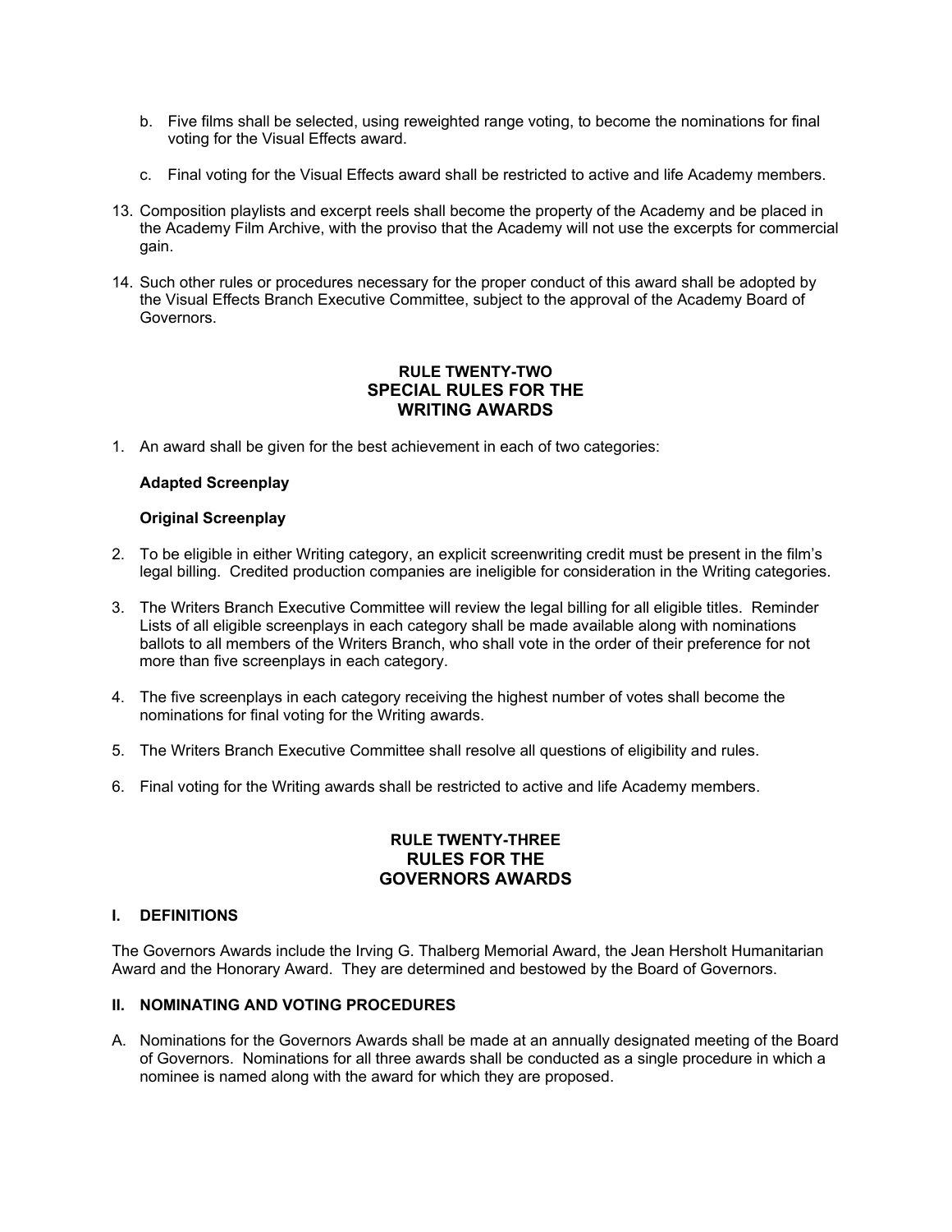b. Five films shall be selected, using reweighted range voting, to become the nominations for final voting for the Visual Effects award.

c. Final voting for the Visual Effects award shall be restricted to active and life Academy members.

13. Composition playlists and excerpt reels shall become the property of the Academy and be placed in the Academy Film Archive, with the proviso that the Academy will not use the excerpts for commercial gain.

14. Such other rules or procedures necessary for the proper conduct of this award shall be adopted by the Visual Effects Branch Executive Committee, subject to the approval of the Academy Board of Governors.

## RULE TWENTY-TWO
## SPECIAL RULES FOR THE WRITING AWARDS

1. An award shall be given for the best achievement in each of two categories:

   **Adapted Screenplay**

   **Original Screenplay**

2. To be eligible in either Writing category, an explicit screenwriting credit must be present in the film's legal billing. Credited production companies are ineligible for consideration in the Writing categories.

3. The Writers Branch Executive Committee will review the legal billing for all eligible titles. Reminder Lists of all eligible screenplays in each category shall be made available along with nominations ballots to all members of the Writers Branch, who shall vote in the order of their preference for not more than five screenplays in each category.

4. The five screenplays in each category receiving the highest number of votes shall become the nominations for final voting for the Writing awards.

5. The Writers Branch Executive Committee shall resolve all questions of eligibility and rules.

6. Final voting for the Writing awards shall be restricted to active and life Academy members.

## RULE TWENTY-THREE
## RULES FOR THE GOVERNORS AWARDS

### I. DEFINITIONS

The Governors Awards include the Irving G. Thalberg Memorial Award, the Jean Hersholt Humanitarian Award and the Honorary Award. They are determined and bestowed by the Board of Governors.

### II. NOMINATING AND VOTING PROCEDURES

A. Nominations for the Governors Awards shall be made at an annually designated meeting of the Board of Governors. Nominations for all three awards shall be conducted as a single procedure in which a nominee is named along with the award for which they are proposed.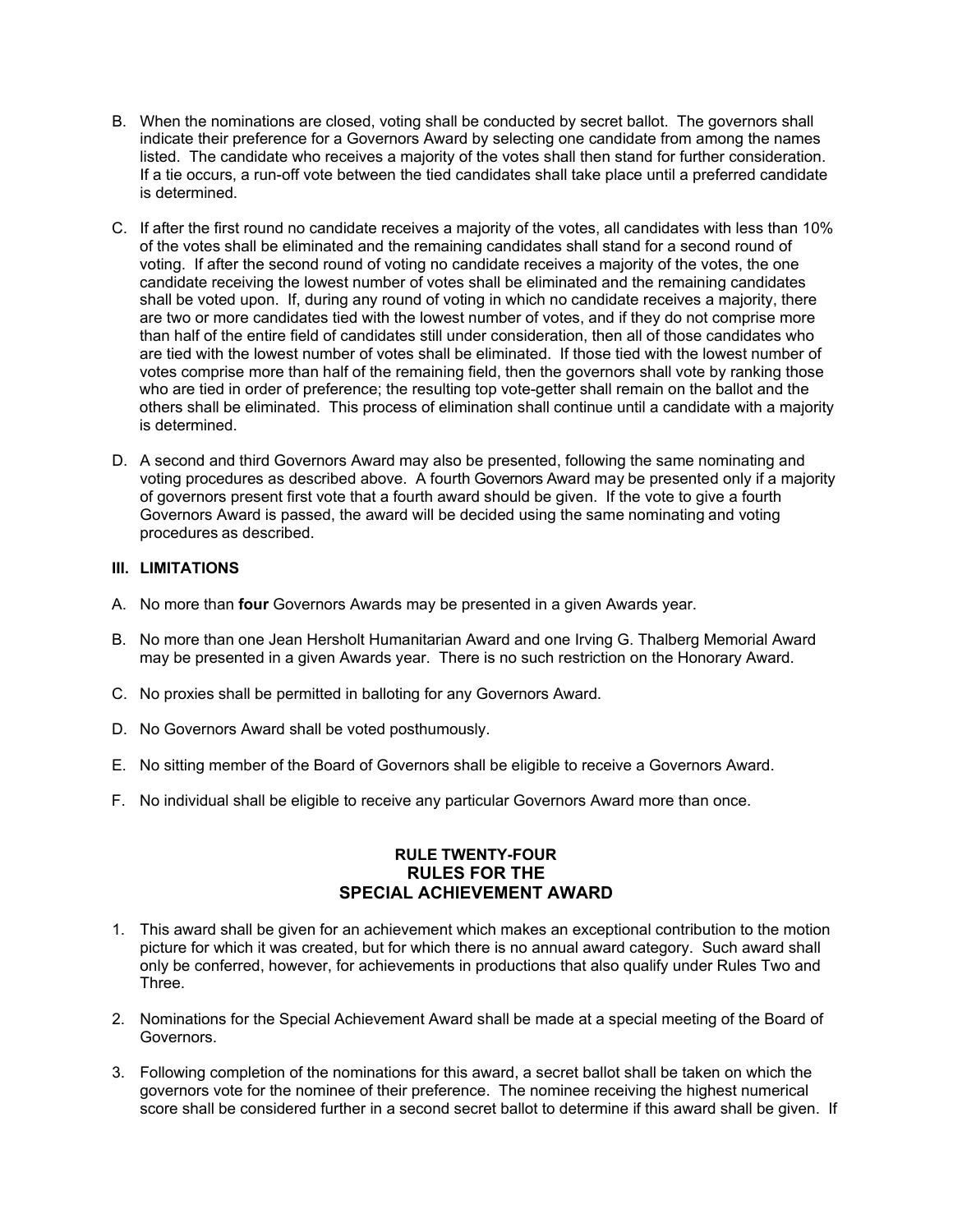B. When the nominations are closed, voting shall be conducted by secret ballot. The governors shall indicate their preference for a Governors Award by selecting one candidate from among the names listed. The candidate who receives a majority of the votes shall then stand for further consideration. If a tie occurs, a run-off vote between the tied candidates shall take place until a preferred candidate is determined.

C. If after the first round no candidate receives a majority of the votes, all candidates with less than 10% of the votes shall be eliminated and the remaining candidates shall stand for a second round of voting. If after the second round of voting no candidate receives a majority of the votes, the one candidate receiving the lowest number of votes shall be eliminated and the remaining candidates shall be voted upon. If, during any round of voting in which no candidate receives a majority, there are two or more candidates tied with the lowest number of votes, and if they do not comprise more than half of the entire field of candidates still under consideration, then all of those candidates who are tied with the lowest number of votes shall be eliminated. If those tied with the lowest number of votes comprise more than half of the remaining field, then the governors shall vote by ranking those who are tied in order of preference; the resulting top vote-getter shall remain on the ballot and the others shall be eliminated. This process of elimination shall continue until a candidate with a majority is determined.

D. A second and third Governors Award may also be presented, following the same nominating and voting procedures as described above. A fourth Governors Award may be presented only if a majority of governors present first vote that a fourth award should be given. If the vote to give a fourth Governors Award is passed, the award will be decided using the same nominating and voting procedures as described.

### III. LIMITATIONS

A. No more than **four** Governors Awards may be presented in a given Awards year.

B. No more than one Jean Hersholt Humanitarian Award and one Irving G. Thalberg Memorial Award may be presented in a given Awards year. There is no such restriction on the Honorary Award.

C. No proxies shall be permitted in balloting for any Governors Award.

D. No Governors Award shall be voted posthumously.

E. No sitting member of the Board of Governors shall be eligible to receive a Governors Award.

F. No individual shall be eligible to receive any particular Governors Award more than once.

## RULE TWENTY-FOUR
## RULES FOR THE
## SPECIAL ACHIEVEMENT AWARD

1. This award shall be given for an achievement which makes an exceptional contribution to the motion picture for which it was created, but for which there is no annual award category. Such award shall only be conferred, however, for achievements in productions that also qualify under Rules Two and Three.

2. Nominations for the Special Achievement Award shall be made at a special meeting of the Board of Governors.

3. Following completion of the nominations for this award, a secret ballot shall be taken on which the governors vote for the nominee of their preference. The nominee receiving the highest numerical score shall be considered further in a second secret ballot to determine if this award shall be given. If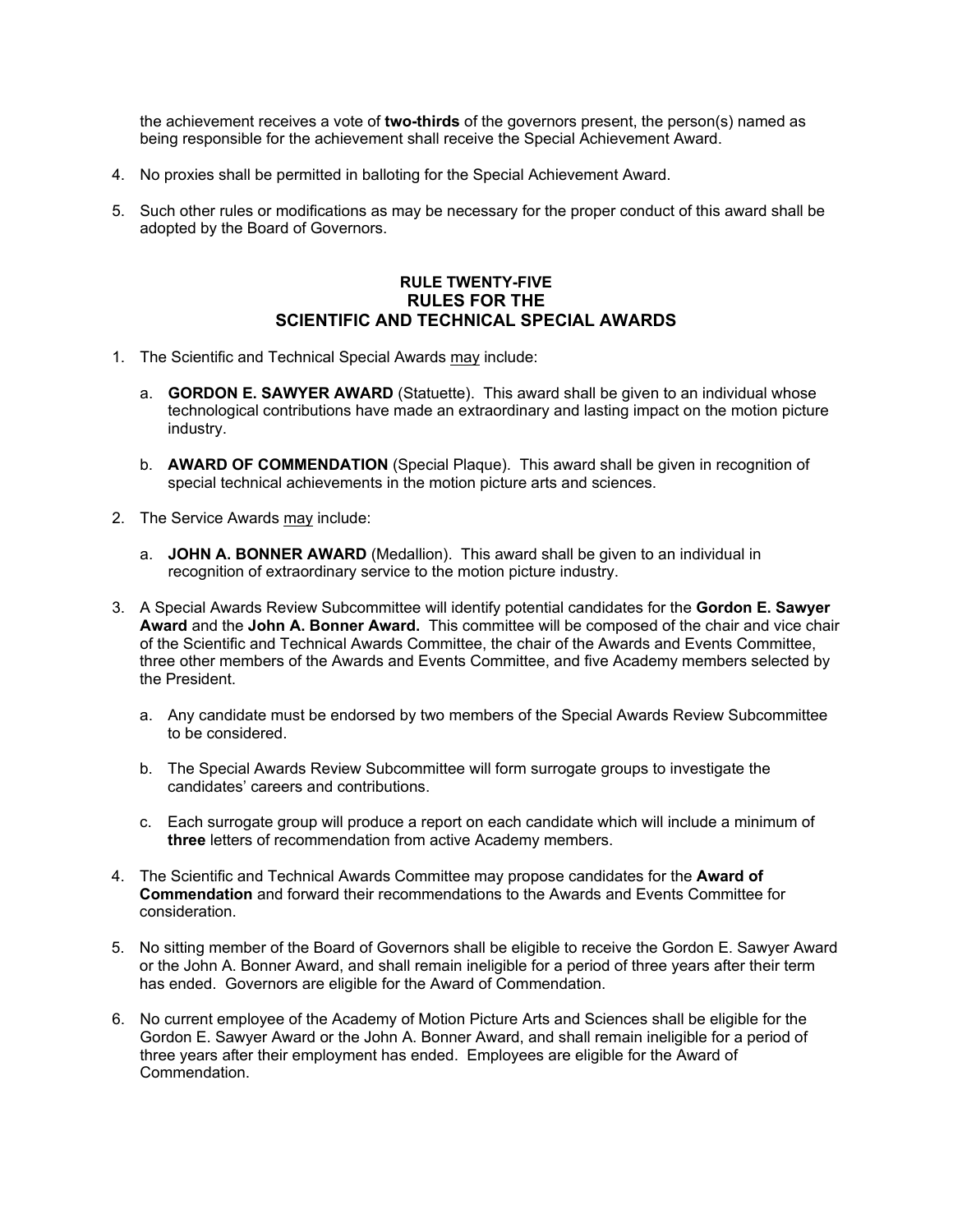the achievement receives a vote of **two-thirds** of the governors present, the person(s) named as being responsible for the achievement shall receive the Special Achievement Award.

4. No proxies shall be permitted in balloting for the Special Achievement Award.

5. Such other rules or modifications as may be necessary for the proper conduct of this award shall be adopted by the Board of Governors.

## RULE TWENTY-FIVE
## RULES FOR THE SCIENTIFIC AND TECHNICAL SPECIAL AWARDS

1. The Scientific and Technical Special Awards may include:

   a. **GORDON E. SAWYER AWARD** (Statuette). This award shall be given to an individual whose technological contributions have made an extraordinary and lasting impact on the motion picture industry.

   b. **AWARD OF COMMENDATION** (Special Plaque). This award shall be given in recognition of special technical achievements in the motion picture arts and sciences.

2. The Service Awards may include:

   a. **JOHN A. BONNER AWARD** (Medallion). This award shall be given to an individual in recognition of extraordinary service to the motion picture industry.

3. A Special Awards Review Subcommittee will identify potential candidates for the **Gordon E. Sawyer Award** and the **John A. Bonner Award.** This committee will be composed of the chair and vice chair of the Scientific and Technical Awards Committee, the chair of the Awards and Events Committee, three other members of the Awards and Events Committee, and five Academy members selected by the President.

   a. Any candidate must be endorsed by two members of the Special Awards Review Subcommittee to be considered.

   b. The Special Awards Review Subcommittee will form surrogate groups to investigate the candidates' careers and contributions.

   c. Each surrogate group will produce a report on each candidate which will include a minimum of **three** letters of recommendation from active Academy members.

4. The Scientific and Technical Awards Committee may propose candidates for the **Award of Commendation** and forward their recommendations to the Awards and Events Committee for consideration.

5. No sitting member of the Board of Governors shall be eligible to receive the Gordon E. Sawyer Award or the John A. Bonner Award, and shall remain ineligible for a period of three years after their term has ended. Governors are eligible for the Award of Commendation.

6. No current employee of the Academy of Motion Picture Arts and Sciences shall be eligible for the Gordon E. Sawyer Award or the John A. Bonner Award, and shall remain ineligible for a period of three years after their employment has ended. Employees are eligible for the Award of Commendation.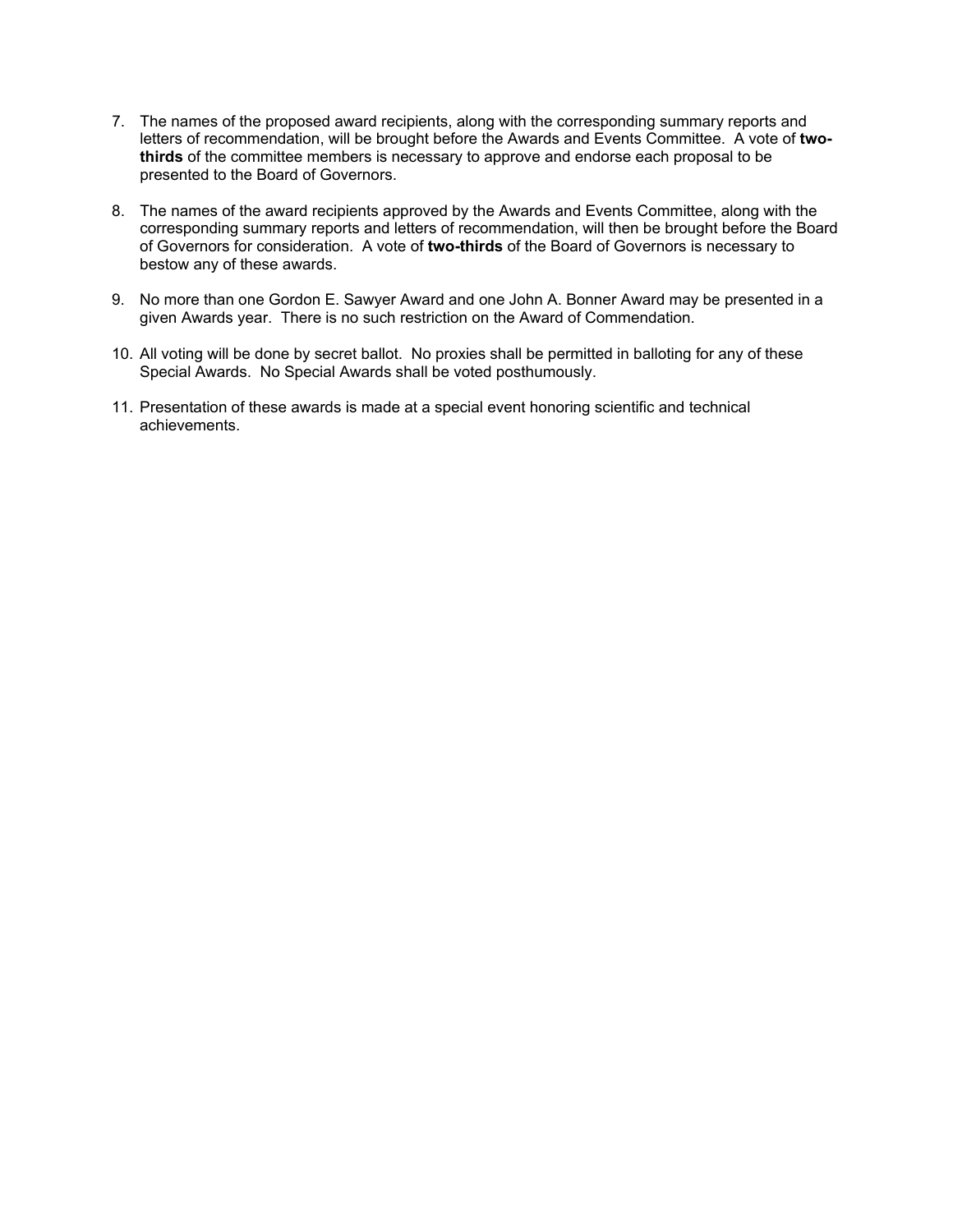7. The names of the proposed award recipients, along with the corresponding summary reports and letters of recommendation, will be brought before the Awards and Events Committee. A vote of **two-thirds** of the committee members is necessary to approve and endorse each proposal to be presented to the Board of Governors.

8. The names of the award recipients approved by the Awards and Events Committee, along with the corresponding summary reports and letters of recommendation, will then be brought before the Board of Governors for consideration. A vote of **two-thirds** of the Board of Governors is necessary to bestow any of these awards.

9. No more than one Gordon E. Sawyer Award and one John A. Bonner Award may be presented in a given Awards year. There is no such restriction on the Award of Commendation.

10. All voting will be done by secret ballot. No proxies shall be permitted in balloting for any of these Special Awards. No Special Awards shall be voted posthumously.

11. Presentation of these awards is made at a special event honoring scientific and technical achievements.